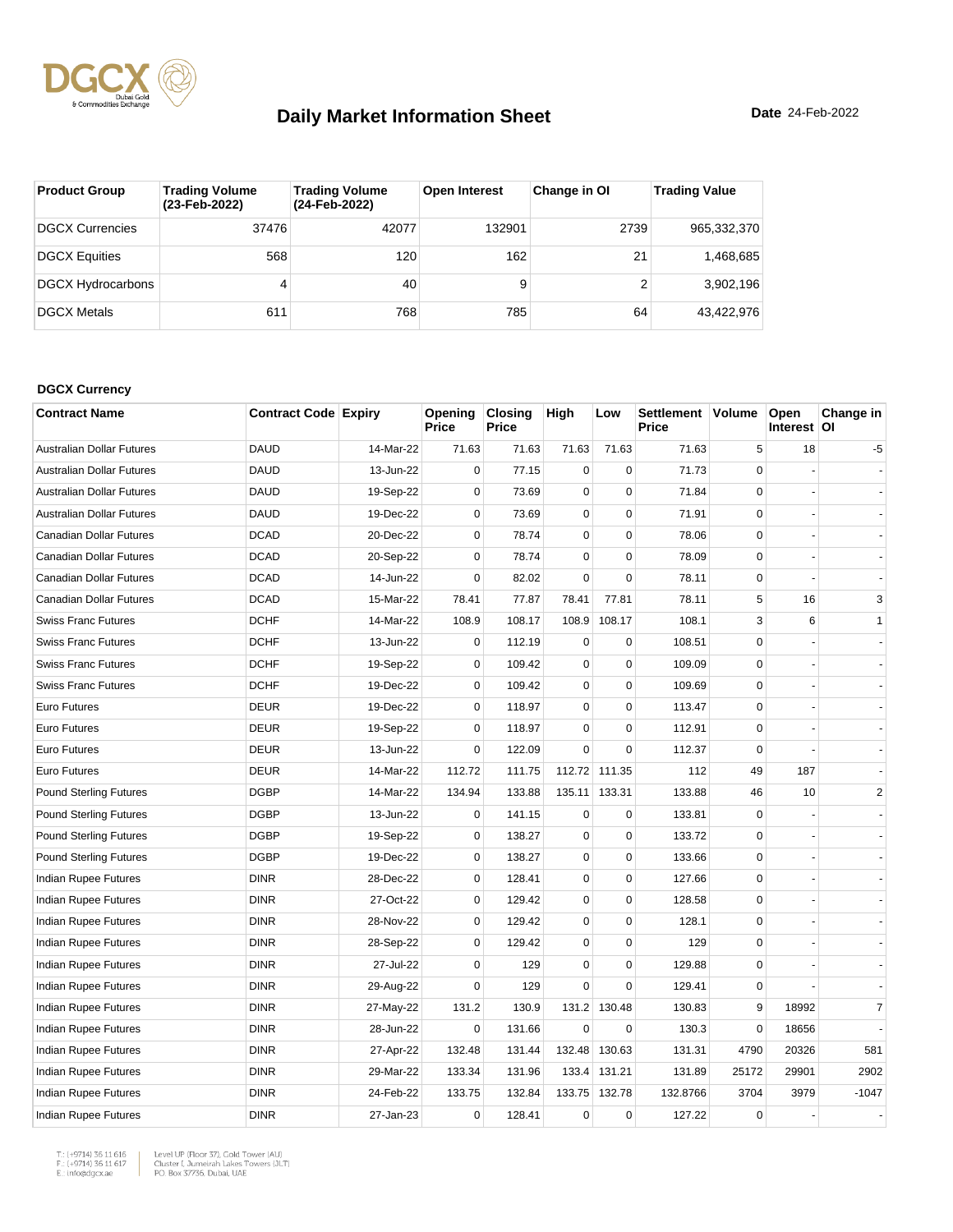# Daily Market Information Sheet

**Date** 24-Feb-2022

| Product Group | Trading Volume (23-Feb-2022) | Trading Volume (24-Feb-2022) | Open Interest | Change in OI | Trading Value |
|---|---|---|---|---|---|
| DGCX Currencies | 37476 | 42077 | 132901 | 2739 | 965,332,370 |
| DGCX Equities | 568 | 120 | 162 | 21 | 1,468,685 |
| DGCX Hydrocarbons | 4 | 40 | 9 | 2 | 3,902,196 |
| DGCX Metals | 611 | 768 | 785 | 64 | 43,422,976 |

**DGCX Currency**

| Contract Name | Contract Code | Expiry | Opening Price | Closing Price | High | Low | Settlement Price | Volume | Open Interest | Change in OI |
|---|---|---|---|---|---|---|---|---|---|---|
| Australian Dollar Futures | DAUD | 14-Mar-22 | 71.63 | 71.63 | 71.63 | 71.63 | 71.63 | 5 | 18 | -5 |
| Australian Dollar Futures | DAUD | 13-Jun-22 | 0 | 77.15 | 0 | 0 | 71.73 | 0 | - | - |
| Australian Dollar Futures | DAUD | 19-Sep-22 | 0 | 73.69 | 0 | 0 | 71.84 | 0 | - | - |
| Australian Dollar Futures | DAUD | 19-Dec-22 | 0 | 73.69 | 0 | 0 | 71.91 | 0 | - | - |
| Canadian Dollar Futures | DCAD | 20-Dec-22 | 0 | 78.74 | 0 | 0 | 78.06 | 0 | - | - |
| Canadian Dollar Futures | DCAD | 20-Sep-22 | 0 | 78.74 | 0 | 0 | 78.09 | 0 | - | - |
| Canadian Dollar Futures | DCAD | 14-Jun-22 | 0 | 82.02 | 0 | 0 | 78.11 | 0 | - | - |
| Canadian Dollar Futures | DCAD | 15-Mar-22 | 78.41 | 77.87 | 78.41 | 77.81 | 78.11 | 5 | 16 | 3 |
| Swiss Franc Futures | DCHF | 14-Mar-22 | 108.9 | 108.17 | 108.9 | 108.17 | 108.1 | 3 | 6 | 1 |
| Swiss Franc Futures | DCHF | 13-Jun-22 | 0 | 112.19 | 0 | 0 | 108.51 | 0 | - | - |
| Swiss Franc Futures | DCHF | 19-Sep-22 | 0 | 109.42 | 0 | 0 | 109.09 | 0 | - | - |
| Swiss Franc Futures | DCHF | 19-Dec-22 | 0 | 109.42 | 0 | 0 | 109.69 | 0 | - | - |
| Euro Futures | DEUR | 19-Dec-22 | 0 | 118.97 | 0 | 0 | 113.47 | 0 | - | - |
| Euro Futures | DEUR | 19-Sep-22 | 0 | 118.97 | 0 | 0 | 112.91 | 0 | - | - |
| Euro Futures | DEUR | 13-Jun-22 | 0 | 122.09 | 0 | 0 | 112.37 | 0 | - | - |
| Euro Futures | DEUR | 14-Mar-22 | 112.72 | 111.75 | 112.72 | 111.35 | 112 | 49 | 187 | - |
| Pound Sterling Futures | DGBP | 14-Mar-22 | 134.94 | 133.88 | 135.11 | 133.31 | 133.88 | 46 | 10 | 2 |
| Pound Sterling Futures | DGBP | 13-Jun-22 | 0 | 141.15 | 0 | 0 | 133.81 | 0 | - | - |
| Pound Sterling Futures | DGBP | 19-Sep-22 | 0 | 138.27 | 0 | 0 | 133.72 | 0 | - | - |
| Pound Sterling Futures | DGBP | 19-Dec-22 | 0 | 138.27 | 0 | 0 | 133.66 | 0 | - | - |
| Indian Rupee Futures | DINR | 28-Dec-22 | 0 | 128.41 | 0 | 0 | 127.66 | 0 | - | - |
| Indian Rupee Futures | DINR | 27-Oct-22 | 0 | 129.42 | 0 | 0 | 128.58 | 0 | - | - |
| Indian Rupee Futures | DINR | 28-Nov-22 | 0 | 129.42 | 0 | 0 | 128.1 | 0 | - | - |
| Indian Rupee Futures | DINR | 28-Sep-22 | 0 | 129.42 | 0 | 0 | 129 | 0 | - | - |
| Indian Rupee Futures | DINR | 27-Jul-22 | 0 | 129 | 0 | 0 | 129.88 | 0 | - | - |
| Indian Rupee Futures | DINR | 29-Aug-22 | 0 | 129 | 0 | 0 | 129.41 | 0 | - | - |
| Indian Rupee Futures | DINR | 27-May-22 | 131.2 | 130.9 | 131.2 | 130.48 | 130.83 | 9 | 18992 | 7 |
| Indian Rupee Futures | DINR | 28-Jun-22 | 0 | 131.66 | 0 | 0 | 130.3 | 0 | 18656 | - |
| Indian Rupee Futures | DINR | 27-Apr-22 | 132.48 | 131.44 | 132.48 | 130.63 | 131.31 | 4790 | 20326 | 581 |
| Indian Rupee Futures | DINR | 29-Mar-22 | 133.34 | 131.96 | 133.4 | 131.21 | 131.89 | 25172 | 29901 | 2902 |
| Indian Rupee Futures | DINR | 24-Feb-22 | 133.75 | 132.84 | 133.75 | 132.78 | 132.8766 | 3704 | 3979 | -1047 |
| Indian Rupee Futures | DINR | 27-Jan-23 | 0 | 128.41 | 0 | 0 | 127.22 | 0 | - | - |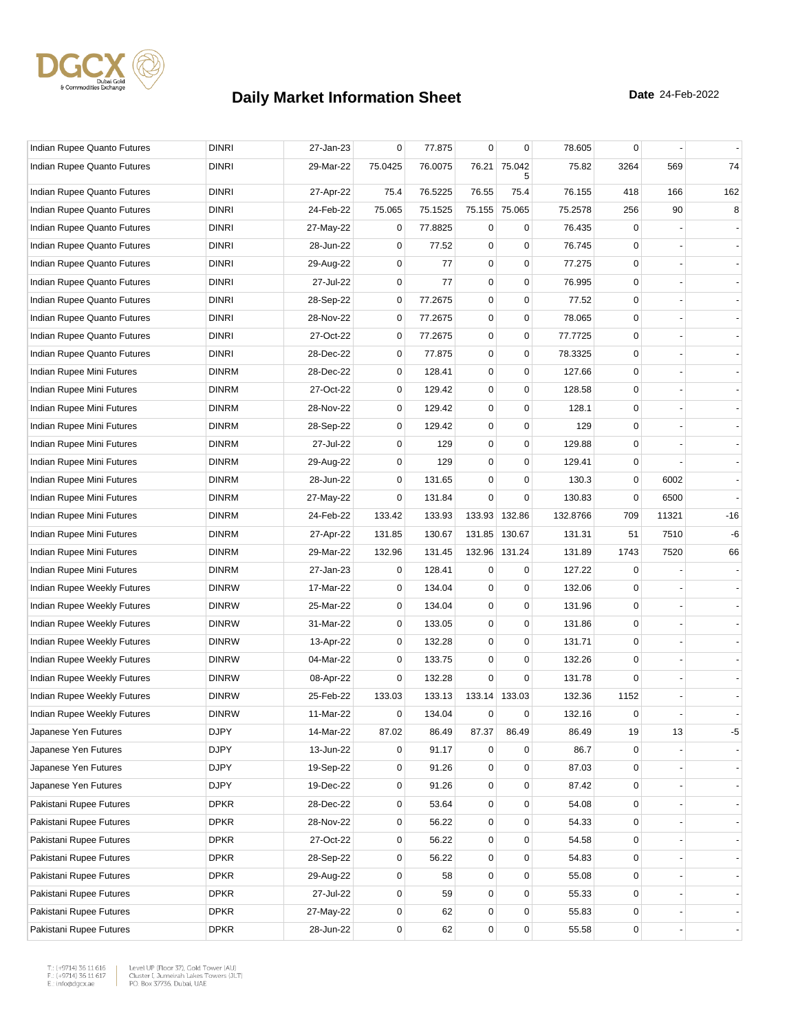# Daily Market Information Sheet

**Date** 24-Feb-2022

| | | | | | | | | | | |
|---|---|---|---|---|---|---|---|---|---|---|
| Indian Rupee Quanto Futures | DINRI | 27-Jan-23 | 0 | 77.875 | 0 | 0 | 78.605 | 0 | - | - |
| Indian Rupee Quanto Futures | DINRI | 29-Mar-22 | 75.0425 | 76.0075 | 76.21 | 75.0425 | 75.82 | 3264 | 569 | 74 |
| Indian Rupee Quanto Futures | DINRI | 27-Apr-22 | 75.4 | 76.5225 | 76.55 | 75.4 | 76.155 | 418 | 166 | 162 |
| Indian Rupee Quanto Futures | DINRI | 24-Feb-22 | 75.065 | 75.1525 | 75.155 | 75.065 | 75.2578 | 256 | 90 | 8 |
| Indian Rupee Quanto Futures | DINRI | 27-May-22 | 0 | 77.8825 | 0 | 0 | 76.435 | 0 | - | - |
| Indian Rupee Quanto Futures | DINRI | 28-Jun-22 | 0 | 77.52 | 0 | 0 | 76.745 | 0 | - | - |
| Indian Rupee Quanto Futures | DINRI | 29-Aug-22 | 0 | 77 | 0 | 0 | 77.275 | 0 | - | - |
| Indian Rupee Quanto Futures | DINRI | 27-Jul-22 | 0 | 77 | 0 | 0 | 76.995 | 0 | - | - |
| Indian Rupee Quanto Futures | DINRI | 28-Sep-22 | 0 | 77.2675 | 0 | 0 | 77.52 | 0 | - | - |
| Indian Rupee Quanto Futures | DINRI | 28-Nov-22 | 0 | 77.2675 | 0 | 0 | 78.065 | 0 | - | - |
| Indian Rupee Quanto Futures | DINRI | 27-Oct-22 | 0 | 77.2675 | 0 | 0 | 77.7725 | 0 | - | - |
| Indian Rupee Quanto Futures | DINRI | 28-Dec-22 | 0 | 77.875 | 0 | 0 | 78.3325 | 0 | - | - |
| Indian Rupee Mini Futures | DINRM | 28-Dec-22 | 0 | 128.41 | 0 | 0 | 127.66 | 0 | - | - |
| Indian Rupee Mini Futures | DINRM | 27-Oct-22 | 0 | 129.42 | 0 | 0 | 128.58 | 0 | - | - |
| Indian Rupee Mini Futures | DINRM | 28-Nov-22 | 0 | 129.42 | 0 | 0 | 128.1 | 0 | - | - |
| Indian Rupee Mini Futures | DINRM | 28-Sep-22 | 0 | 129.42 | 0 | 0 | 129 | 0 | - | - |
| Indian Rupee Mini Futures | DINRM | 27-Jul-22 | 0 | 129 | 0 | 0 | 129.88 | 0 | - | - |
| Indian Rupee Mini Futures | DINRM | 29-Aug-22 | 0 | 129 | 0 | 0 | 129.41 | 0 | - | - |
| Indian Rupee Mini Futures | DINRM | 28-Jun-22 | 0 | 131.65 | 0 | 0 | 130.3 | 0 | 6002 | - |
| Indian Rupee Mini Futures | DINRM | 27-May-22 | 0 | 131.84 | 0 | 0 | 130.83 | 0 | 6500 | - |
| Indian Rupee Mini Futures | DINRM | 24-Feb-22 | 133.42 | 133.93 | 133.93 | 132.86 | 132.8766 | 709 | 11321 | -16 |
| Indian Rupee Mini Futures | DINRM | 27-Apr-22 | 131.85 | 130.67 | 131.85 | 130.67 | 131.31 | 51 | 7510 | -6 |
| Indian Rupee Mini Futures | DINRM | 29-Mar-22 | 132.96 | 131.45 | 132.96 | 131.24 | 131.89 | 1743 | 7520 | 66 |
| Indian Rupee Mini Futures | DINRM | 27-Jan-23 | 0 | 128.41 | 0 | 0 | 127.22 | 0 | - | - |
| Indian Rupee Weekly Futures | DINRW | 17-Mar-22 | 0 | 134.04 | 0 | 0 | 132.06 | 0 | - | - |
| Indian Rupee Weekly Futures | DINRW | 25-Mar-22 | 0 | 134.04 | 0 | 0 | 131.96 | 0 | - | - |
| Indian Rupee Weekly Futures | DINRW | 31-Mar-22 | 0 | 133.05 | 0 | 0 | 131.86 | 0 | - | - |
| Indian Rupee Weekly Futures | DINRW | 13-Apr-22 | 0 | 132.28 | 0 | 0 | 131.71 | 0 | - | - |
| Indian Rupee Weekly Futures | DINRW | 04-Mar-22 | 0 | 133.75 | 0 | 0 | 132.26 | 0 | - | - |
| Indian Rupee Weekly Futures | DINRW | 08-Apr-22 | 0 | 132.28 | 0 | 0 | 131.78 | 0 | - | - |
| Indian Rupee Weekly Futures | DINRW | 25-Feb-22 | 133.03 | 133.13 | 133.14 | 133.03 | 132.36 | 1152 | - | - |
| Indian Rupee Weekly Futures | DINRW | 11-Mar-22 | 0 | 134.04 | 0 | 0 | 132.16 | 0 | - | - |
| Japanese Yen Futures | DJPY | 14-Mar-22 | 87.02 | 86.49 | 87.37 | 86.49 | 86.49 | 19 | 13 | -5 |
| Japanese Yen Futures | DJPY | 13-Jun-22 | 0 | 91.17 | 0 | 0 | 86.7 | 0 | - | - |
| Japanese Yen Futures | DJPY | 19-Sep-22 | 0 | 91.26 | 0 | 0 | 87.03 | 0 | - | - |
| Japanese Yen Futures | DJPY | 19-Dec-22 | 0 | 91.26 | 0 | 0 | 87.42 | 0 | - | - |
| Pakistani Rupee Futures | DPKR | 28-Dec-22 | 0 | 53.64 | 0 | 0 | 54.08 | 0 | - | - |
| Pakistani Rupee Futures | DPKR | 28-Nov-22 | 0 | 56.22 | 0 | 0 | 54.33 | 0 | - | - |
| Pakistani Rupee Futures | DPKR | 27-Oct-22 | 0 | 56.22 | 0 | 0 | 54.58 | 0 | - | - |
| Pakistani Rupee Futures | DPKR | 28-Sep-22 | 0 | 56.22 | 0 | 0 | 54.83 | 0 | - | - |
| Pakistani Rupee Futures | DPKR | 29-Aug-22 | 0 | 58 | 0 | 0 | 55.08 | 0 | - | - |
| Pakistani Rupee Futures | DPKR | 27-Jul-22 | 0 | 59 | 0 | 0 | 55.33 | 0 | - | - |
| Pakistani Rupee Futures | DPKR | 27-May-22 | 0 | 62 | 0 | 0 | 55.83 | 0 | - | - |
| Pakistani Rupee Futures | DPKR | 28-Jun-22 | 0 | 62 | 0 | 0 | 55.58 | 0 | - | - |

T.: (+9714) 36 11 616 | Level UP (Floor 37), Gold Tower (AU)
F.: (+9714) 36 11 617 | Cluster I, Jumeirah Lakes Towers (JLT)
E.: info@dgcx.ae | P.O. Box 37736, Dubai, UAE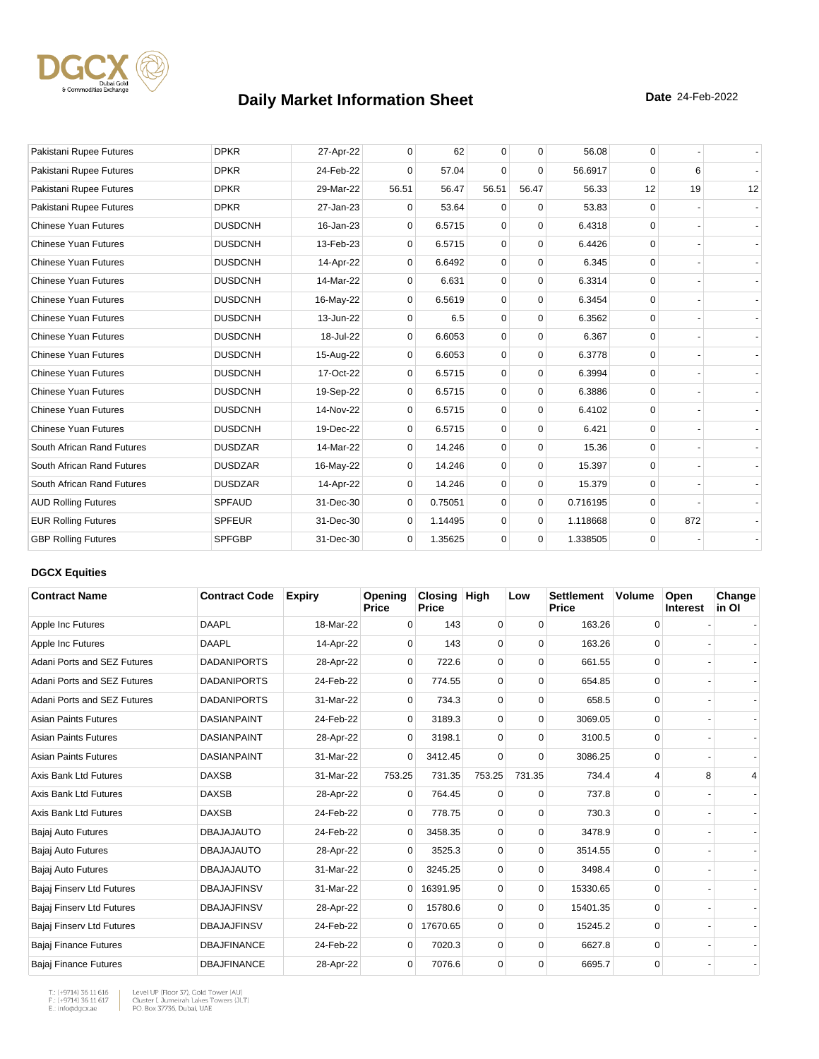# Daily Market Information Sheet

**Date** 24-Feb-2022

| | | | | | | | | | | |
|---|---|---|---|---|---|---|---|---|---|---|
| Pakistani Rupee Futures | DPKR | 27-Apr-22 | 0 | 62 | 0 | 0 | 56.08 | 0 | - | - |
| Pakistani Rupee Futures | DPKR | 24-Feb-22 | 0 | 57.04 | 0 | 0 | 56.6917 | 0 | 6 | - |
| Pakistani Rupee Futures | DPKR | 29-Mar-22 | 56.51 | 56.47 | 56.51 | 56.47 | 56.33 | 12 | 19 | 12 |
| Pakistani Rupee Futures | DPKR | 27-Jan-23 | 0 | 53.64 | 0 | 0 | 53.83 | 0 | - | - |
| Chinese Yuan Futures | DUSDCNH | 16-Jan-23 | 0 | 6.5715 | 0 | 0 | 6.4318 | 0 | - | - |
| Chinese Yuan Futures | DUSDCNH | 13-Feb-23 | 0 | 6.5715 | 0 | 0 | 6.4426 | 0 | - | - |
| Chinese Yuan Futures | DUSDCNH | 14-Apr-22 | 0 | 6.6492 | 0 | 0 | 6.345 | 0 | - | - |
| Chinese Yuan Futures | DUSDCNH | 14-Mar-22 | 0 | 6.631 | 0 | 0 | 6.3314 | 0 | - | - |
| Chinese Yuan Futures | DUSDCNH | 16-May-22 | 0 | 6.5619 | 0 | 0 | 6.3454 | 0 | - | - |
| Chinese Yuan Futures | DUSDCNH | 13-Jun-22 | 0 | 6.5 | 0 | 0 | 6.3562 | 0 | - | - |
| Chinese Yuan Futures | DUSDCNH | 18-Jul-22 | 0 | 6.6053 | 0 | 0 | 6.367 | 0 | - | - |
| Chinese Yuan Futures | DUSDCNH | 15-Aug-22 | 0 | 6.6053 | 0 | 0 | 6.3778 | 0 | - | - |
| Chinese Yuan Futures | DUSDCNH | 17-Oct-22 | 0 | 6.5715 | 0 | 0 | 6.3994 | 0 | - | - |
| Chinese Yuan Futures | DUSDCNH | 19-Sep-22 | 0 | 6.5715 | 0 | 0 | 6.3886 | 0 | - | - |
| Chinese Yuan Futures | DUSDCNH | 14-Nov-22 | 0 | 6.5715 | 0 | 0 | 6.4102 | 0 | - | - |
| Chinese Yuan Futures | DUSDCNH | 19-Dec-22 | 0 | 6.5715 | 0 | 0 | 6.421 | 0 | - | - |
| South African Rand Futures | DUSDZAR | 14-Mar-22 | 0 | 14.246 | 0 | 0 | 15.36 | 0 | - | - |
| South African Rand Futures | DUSDZAR | 16-May-22 | 0 | 14.246 | 0 | 0 | 15.397 | 0 | - | - |
| South African Rand Futures | DUSDZAR | 14-Apr-22 | 0 | 14.246 | 0 | 0 | 15.379 | 0 | - | - |
| AUD Rolling Futures | SPFAUD | 31-Dec-30 | 0 | 0.75051 | 0 | 0 | 0.716195 | 0 | - | - |
| EUR Rolling Futures | SPFEUR | 31-Dec-30 | 0 | 1.14495 | 0 | 0 | 1.118668 | 0 | 872 | - |
| GBP Rolling Futures | SPFGBP | 31-Dec-30 | 0 | 1.35625 | 0 | 0 | 1.338505 | 0 | - | - |

### DGCX Equities

| Contract Name | Contract Code | Expiry | Opening Price | Closing Price | High | Low | Settlement Price | Volume | Open Interest | Change in OI |
|---|---|---|---|---|---|---|---|---|---|---|
| Apple Inc Futures | DAAPL | 18-Mar-22 | 0 | 143 | 0 | 0 | 163.26 | 0 | - | - |
| Apple Inc Futures | DAAPL | 14-Apr-22 | 0 | 143 | 0 | 0 | 163.26 | 0 | - | - |
| Adani Ports and SEZ Futures | DADANIPORTS | 28-Apr-22 | 0 | 722.6 | 0 | 0 | 661.55 | 0 | - | - |
| Adani Ports and SEZ Futures | DADANIPORTS | 24-Feb-22 | 0 | 774.55 | 0 | 0 | 654.85 | 0 | - | - |
| Adani Ports and SEZ Futures | DADANIPORTS | 31-Mar-22 | 0 | 734.3 | 0 | 0 | 658.5 | 0 | - | - |
| Asian Paints Futures | DASIANPAINT | 24-Feb-22 | 0 | 3189.3 | 0 | 0 | 3069.05 | 0 | - | - |
| Asian Paints Futures | DASIANPAINT | 28-Apr-22 | 0 | 3198.1 | 0 | 0 | 3100.5 | 0 | - | - |
| Asian Paints Futures | DASIANPAINT | 31-Mar-22 | 0 | 3412.45 | 0 | 0 | 3086.25 | 0 | - | - |
| Axis Bank Ltd Futures | DAXSB | 31-Mar-22 | 753.25 | 731.35 | 753.25 | 731.35 | 734.4 | 4 | 8 | 4 |
| Axis Bank Ltd Futures | DAXSB | 28-Apr-22 | 0 | 764.45 | 0 | 0 | 737.8 | 0 | - | - |
| Axis Bank Ltd Futures | DAXSB | 24-Feb-22 | 0 | 778.75 | 0 | 0 | 730.3 | 0 | - | - |
| Bajaj Auto Futures | DBAJAJAUTO | 24-Feb-22 | 0 | 3458.35 | 0 | 0 | 3478.9 | 0 | - | - |
| Bajaj Auto Futures | DBAJAJAUTO | 28-Apr-22 | 0 | 3525.3 | 0 | 0 | 3514.55 | 0 | - | - |
| Bajaj Auto Futures | DBAJAJAUTO | 31-Mar-22 | 0 | 3245.25 | 0 | 0 | 3498.4 | 0 | - | - |
| Bajaj Finserv Ltd Futures | DBAJAJFINSV | 31-Mar-22 | 0 | 16391.95 | 0 | 0 | 15330.65 | 0 | - | - |
| Bajaj Finserv Ltd Futures | DBAJAJFINSV | 28-Apr-22 | 0 | 15780.6 | 0 | 0 | 15401.35 | 0 | - | - |
| Bajaj Finserv Ltd Futures | DBAJAJFINSV | 24-Feb-22 | 0 | 17670.65 | 0 | 0 | 15245.2 | 0 | - | - |
| Bajaj Finance Futures | DBAJFINANCE | 24-Feb-22 | 0 | 7020.3 | 0 | 0 | 6627.8 | 0 | - | - |
| Bajaj Finance Futures | DBAJFINANCE | 28-Apr-22 | 0 | 7076.6 | 0 | 0 | 6695.7 | 0 | - | - |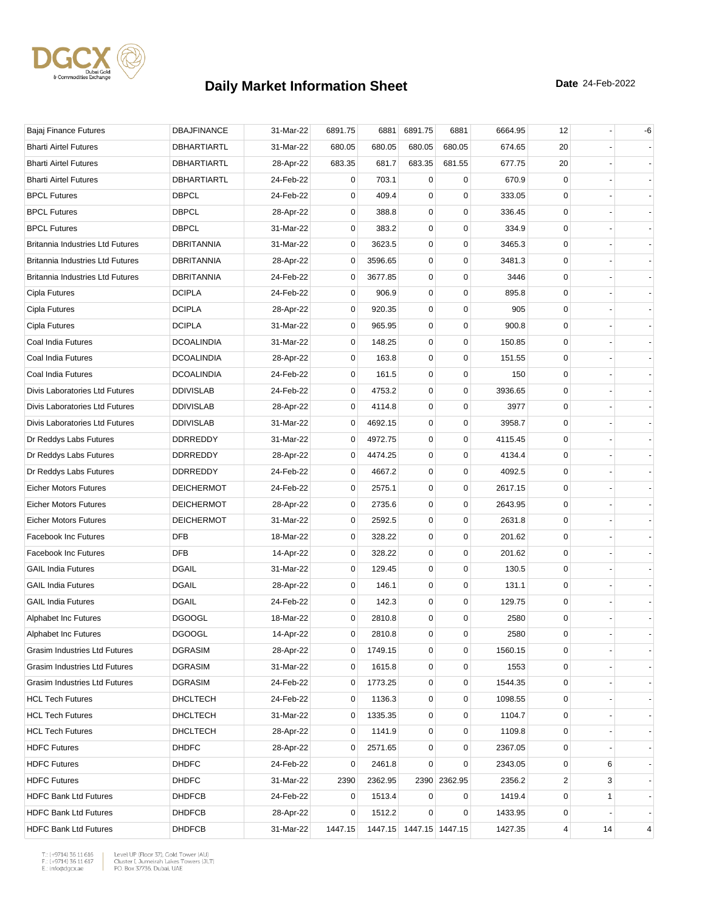# Daily Market Information Sheet

**Date** 24-Feb-2022

| | | | | | | | | | | |
|---|---|---|---|---|---|---|---|---|---|---|
| Bajaj Finance Futures | DBAJFINANCE | 31-Mar-22 | 6891.75 | 6881 | 6891.75 | 6881 | 6664.95 | 12 | - | -6 |
| Bharti Airtel Futures | DBHARTIARTL | 31-Mar-22 | 680.05 | 680.05 | 680.05 | 680.05 | 674.65 | 20 | - | - |
| Bharti Airtel Futures | DBHARTIARTL | 28-Apr-22 | 683.35 | 681.7 | 683.35 | 681.55 | 677.75 | 20 | - | - |
| Bharti Airtel Futures | DBHARTIARTL | 24-Feb-22 | 0 | 703.1 | 0 | 0 | 670.9 | 0 | - | - |
| BPCL Futures | DBPCL | 24-Feb-22 | 0 | 409.4 | 0 | 0 | 333.05 | 0 | - | - |
| BPCL Futures | DBPCL | 28-Apr-22 | 0 | 388.8 | 0 | 0 | 336.45 | 0 | - | - |
| BPCL Futures | DBPCL | 31-Mar-22 | 0 | 383.2 | 0 | 0 | 334.9 | 0 | - | - |
| Britannia Industries Ltd Futures | DBRITANNIA | 31-Mar-22 | 0 | 3623.5 | 0 | 0 | 3465.3 | 0 | - | - |
| Britannia Industries Ltd Futures | DBRITANNIA | 28-Apr-22 | 0 | 3596.65 | 0 | 0 | 3481.3 | 0 | - | - |
| Britannia Industries Ltd Futures | DBRITANNIA | 24-Feb-22 | 0 | 3677.85 | 0 | 0 | 3446 | 0 | - | - |
| Cipla Futures | DCIPLA | 24-Feb-22 | 0 | 906.9 | 0 | 0 | 895.8 | 0 | - | - |
| Cipla Futures | DCIPLA | 28-Apr-22 | 0 | 920.35 | 0 | 0 | 905 | 0 | - | - |
| Cipla Futures | DCIPLA | 31-Mar-22 | 0 | 965.95 | 0 | 0 | 900.8 | 0 | - | - |
| Coal India Futures | DCOALINDIA | 31-Mar-22 | 0 | 148.25 | 0 | 0 | 150.85 | 0 | - | - |
| Coal India Futures | DCOALINDIA | 28-Apr-22 | 0 | 163.8 | 0 | 0 | 151.55 | 0 | - | - |
| Coal India Futures | DCOALINDIA | 24-Feb-22 | 0 | 161.5 | 0 | 0 | 150 | 0 | - | - |
| Divis Laboratories Ltd Futures | DDIVISLAB | 24-Feb-22 | 0 | 4753.2 | 0 | 0 | 3936.65 | 0 | - | - |
| Divis Laboratories Ltd Futures | DDIVISLAB | 28-Apr-22 | 0 | 4114.8 | 0 | 0 | 3977 | 0 | - | - |
| Divis Laboratories Ltd Futures | DDIVISLAB | 31-Mar-22 | 0 | 4692.15 | 0 | 0 | 3958.7 | 0 | - | - |
| Dr Reddys Labs Futures | DDRREDDY | 31-Mar-22 | 0 | 4972.75 | 0 | 0 | 4115.45 | 0 | - | - |
| Dr Reddys Labs Futures | DDRREDDY | 28-Apr-22 | 0 | 4474.25 | 0 | 0 | 4134.4 | 0 | - | - |
| Dr Reddys Labs Futures | DDRREDDY | 24-Feb-22 | 0 | 4667.2 | 0 | 0 | 4092.5 | 0 | - | - |
| Eicher Motors Futures | DEICHERMOT | 24-Feb-22 | 0 | 2575.1 | 0 | 0 | 2617.15 | 0 | - | - |
| Eicher Motors Futures | DEICHERMOT | 28-Apr-22 | 0 | 2735.6 | 0 | 0 | 2643.95 | 0 | - | - |
| Eicher Motors Futures | DEICHERMOT | 31-Mar-22 | 0 | 2592.5 | 0 | 0 | 2631.8 | 0 | - | - |
| Facebook Inc Futures | DFB | 18-Mar-22 | 0 | 328.22 | 0 | 0 | 201.62 | 0 | - | - |
| Facebook Inc Futures | DFB | 14-Apr-22 | 0 | 328.22 | 0 | 0 | 201.62 | 0 | - | - |
| GAIL India Futures | DGAIL | 31-Mar-22 | 0 | 129.45 | 0 | 0 | 130.5 | 0 | - | - |
| GAIL India Futures | DGAIL | 28-Apr-22 | 0 | 146.1 | 0 | 0 | 131.1 | 0 | - | - |
| GAIL India Futures | DGAIL | 24-Feb-22 | 0 | 142.3 | 0 | 0 | 129.75 | 0 | - | - |
| Alphabet Inc Futures | DGOOGL | 18-Mar-22 | 0 | 2810.8 | 0 | 0 | 2580 | 0 | - | - |
| Alphabet Inc Futures | DGOOGL | 14-Apr-22 | 0 | 2810.8 | 0 | 0 | 2580 | 0 | - | - |
| Grasim Industries Ltd Futures | DGRASIM | 28-Apr-22 | 0 | 1749.15 | 0 | 0 | 1560.15 | 0 | - | - |
| Grasim Industries Ltd Futures | DGRASIM | 31-Mar-22 | 0 | 1615.8 | 0 | 0 | 1553 | 0 | - | - |
| Grasim Industries Ltd Futures | DGRASIM | 24-Feb-22 | 0 | 1773.25 | 0 | 0 | 1544.35 | 0 | - | - |
| HCL Tech Futures | DHCLTECH | 24-Feb-22 | 0 | 1136.3 | 0 | 0 | 1098.55 | 0 | - | - |
| HCL Tech Futures | DHCLTECH | 31-Mar-22 | 0 | 1335.35 | 0 | 0 | 1104.7 | 0 | - | - |
| HCL Tech Futures | DHCLTECH | 28-Apr-22 | 0 | 1141.9 | 0 | 0 | 1109.8 | 0 | - | - |
| HDFC Futures | DHDFC | 28-Apr-22 | 0 | 2571.65 | 0 | 0 | 2367.05 | 0 | - | - |
| HDFC Futures | DHDFC | 24-Feb-22 | 0 | 2461.8 | 0 | 0 | 2343.05 | 0 | 6 | - |
| HDFC Futures | DHDFC | 31-Mar-22 | 2390 | 2362.95 | 2390 | 2362.95 | 2356.2 | 2 | 3 | - |
| HDFC Bank Ltd Futures | DHDFCB | 24-Feb-22 | 0 | 1513.4 | 0 | 0 | 1419.4 | 0 | 1 | - |
| HDFC Bank Ltd Futures | DHDFCB | 28-Apr-22 | 0 | 1512.2 | 0 | 0 | 1433.95 | 0 | - | - |
| HDFC Bank Ltd Futures | DHDFCB | 31-Mar-22 | 1447.15 | 1447.15 | 1447.15 | 1447.15 | 1427.35 | 4 | 14 | 4 |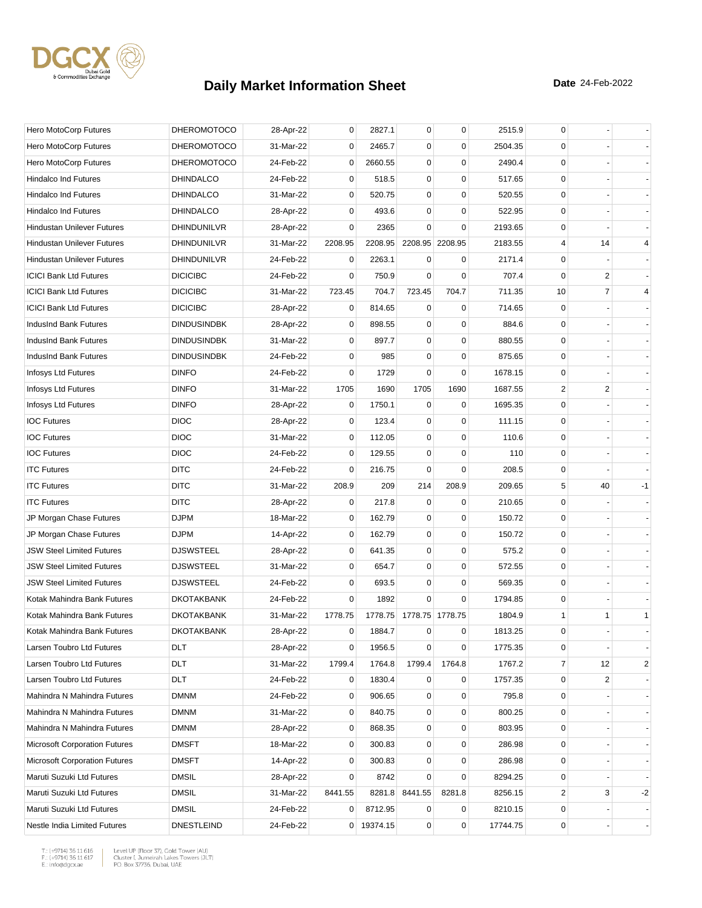# Daily Market Information Sheet

**Date** 24-Feb-2022

| | | | | | | | | | | |
|---|---|---|---|---|---|---|---|---|---|---|
| Hero MotoCorp Futures | DHEROMOTOCO | 28-Apr-22 | 0 | 2827.1 | 0 | 0 | 2515.9 | 0 | - | - |
| Hero MotoCorp Futures | DHEROMOTOCO | 31-Mar-22 | 0 | 2465.7 | 0 | 0 | 2504.35 | 0 | - | - |
| Hero MotoCorp Futures | DHEROMOTOCO | 24-Feb-22 | 0 | 2660.55 | 0 | 0 | 2490.4 | 0 | - | - |
| Hindalco Ind Futures | DHINDALCO | 24-Feb-22 | 0 | 518.5 | 0 | 0 | 517.65 | 0 | - | - |
| Hindalco Ind Futures | DHINDALCO | 31-Mar-22 | 0 | 520.75 | 0 | 0 | 520.55 | 0 | - | - |
| Hindalco Ind Futures | DHINDALCO | 28-Apr-22 | 0 | 493.6 | 0 | 0 | 522.95 | 0 | - | - |
| Hindustan Unilever Futures | DHINDUNILVR | 28-Apr-22 | 0 | 2365 | 0 | 0 | 2193.65 | 0 | - | - |
| Hindustan Unilever Futures | DHINDUNILVR | 31-Mar-22 | 2208.95 | 2208.95 | 2208.95 | 2208.95 | 2183.55 | 4 | 14 | 4 |
| Hindustan Unilever Futures | DHINDUNILVR | 24-Feb-22 | 0 | 2263.1 | 0 | 0 | 2171.4 | 0 | - | - |
| ICICI Bank Ltd Futures | DICICIBC | 24-Feb-22 | 0 | 750.9 | 0 | 0 | 707.4 | 0 | 2 | - |
| ICICI Bank Ltd Futures | DICICIBC | 31-Mar-22 | 723.45 | 704.7 | 723.45 | 704.7 | 711.35 | 10 | 7 | 4 |
| ICICI Bank Ltd Futures | DICICIBC | 28-Apr-22 | 0 | 814.65 | 0 | 0 | 714.65 | 0 | - | - |
| IndusInd Bank Futures | DINDUSINDBK | 28-Apr-22 | 0 | 898.55 | 0 | 0 | 884.6 | 0 | - | - |
| IndusInd Bank Futures | DINDUSINDBK | 31-Mar-22 | 0 | 897.7 | 0 | 0 | 880.55 | 0 | - | - |
| IndusInd Bank Futures | DINDUSINDBK | 24-Feb-22 | 0 | 985 | 0 | 0 | 875.65 | 0 | - | - |
| Infosys Ltd Futures | DINFO | 24-Feb-22 | 0 | 1729 | 0 | 0 | 1678.15 | 0 | - | - |
| Infosys Ltd Futures | DINFO | 31-Mar-22 | 1705 | 1690 | 1705 | 1690 | 1687.55 | 2 | 2 | - |
| Infosys Ltd Futures | DINFO | 28-Apr-22 | 0 | 1750.1 | 0 | 0 | 1695.35 | 0 | - | - |
| IOC Futures | DIOC | 28-Apr-22 | 0 | 123.4 | 0 | 0 | 111.15 | 0 | - | - |
| IOC Futures | DIOC | 31-Mar-22 | 0 | 112.05 | 0 | 0 | 110.6 | 0 | - | - |
| IOC Futures | DIOC | 24-Feb-22 | 0 | 129.55 | 0 | 0 | 110 | 0 | - | - |
| ITC Futures | DITC | 24-Feb-22 | 0 | 216.75 | 0 | 0 | 208.5 | 0 | - | - |
| ITC Futures | DITC | 31-Mar-22 | 208.9 | 209 | 214 | 208.9 | 209.65 | 5 | 40 | -1 |
| ITC Futures | DITC | 28-Apr-22 | 0 | 217.8 | 0 | 0 | 210.65 | 0 | - | - |
| JP Morgan Chase Futures | DJPM | 18-Mar-22 | 0 | 162.79 | 0 | 0 | 150.72 | 0 | - | - |
| JP Morgan Chase Futures | DJPM | 14-Apr-22 | 0 | 162.79 | 0 | 0 | 150.72 | 0 | - | - |
| JSW Steel Limited Futures | DJSWSTEEL | 28-Apr-22 | 0 | 641.35 | 0 | 0 | 575.2 | 0 | - | - |
| JSW Steel Limited Futures | DJSWSTEEL | 31-Mar-22 | 0 | 654.7 | 0 | 0 | 572.55 | 0 | - | - |
| JSW Steel Limited Futures | DJSWSTEEL | 24-Feb-22 | 0 | 693.5 | 0 | 0 | 569.35 | 0 | - | - |
| Kotak Mahindra Bank Futures | DKOTAKBANK | 24-Feb-22 | 0 | 1892 | 0 | 0 | 1794.85 | 0 | - | - |
| Kotak Mahindra Bank Futures | DKOTAKBANK | 31-Mar-22 | 1778.75 | 1778.75 | 1778.75 | 1778.75 | 1804.9 | 1 | 1 | 1 |
| Kotak Mahindra Bank Futures | DKOTAKBANK | 28-Apr-22 | 0 | 1884.7 | 0 | 0 | 1813.25 | 0 | - | - |
| Larsen Toubro Ltd Futures | DLT | 28-Apr-22 | 0 | 1956.5 | 0 | 0 | 1775.35 | 0 | - | - |
| Larsen Toubro Ltd Futures | DLT | 31-Mar-22 | 1799.4 | 1764.8 | 1799.4 | 1764.8 | 1767.2 | 7 | 12 | 2 |
| Larsen Toubro Ltd Futures | DLT | 24-Feb-22 | 0 | 1830.4 | 0 | 0 | 1757.35 | 0 | 2 | - |
| Mahindra N Mahindra Futures | DMNM | 24-Feb-22 | 0 | 906.65 | 0 | 0 | 795.8 | 0 | - | - |
| Mahindra N Mahindra Futures | DMNM | 31-Mar-22 | 0 | 840.75 | 0 | 0 | 800.25 | 0 | - | - |
| Mahindra N Mahindra Futures | DMNM | 28-Apr-22 | 0 | 868.35 | 0 | 0 | 803.95 | 0 | - | - |
| Microsoft Corporation Futures | DMSFT | 18-Mar-22 | 0 | 300.83 | 0 | 0 | 286.98 | 0 | - | - |
| Microsoft Corporation Futures | DMSFT | 14-Apr-22 | 0 | 300.83 | 0 | 0 | 286.98 | 0 | - | - |
| Maruti Suzuki Ltd Futures | DMSIL | 28-Apr-22 | 0 | 8742 | 0 | 0 | 8294.25 | 0 | - | - |
| Maruti Suzuki Ltd Futures | DMSIL | 31-Mar-22 | 8441.55 | 8281.8 | 8441.55 | 8281.8 | 8256.15 | 2 | 3 | -2 |
| Maruti Suzuki Ltd Futures | DMSIL | 24-Feb-22 | 0 | 8712.95 | 0 | 0 | 8210.15 | 0 | - | - |
| Nestle India Limited Futures | DNESTLEIND | 24-Feb-22 | 0 | 19374.15 | 0 | 0 | 17744.75 | 0 | - | - |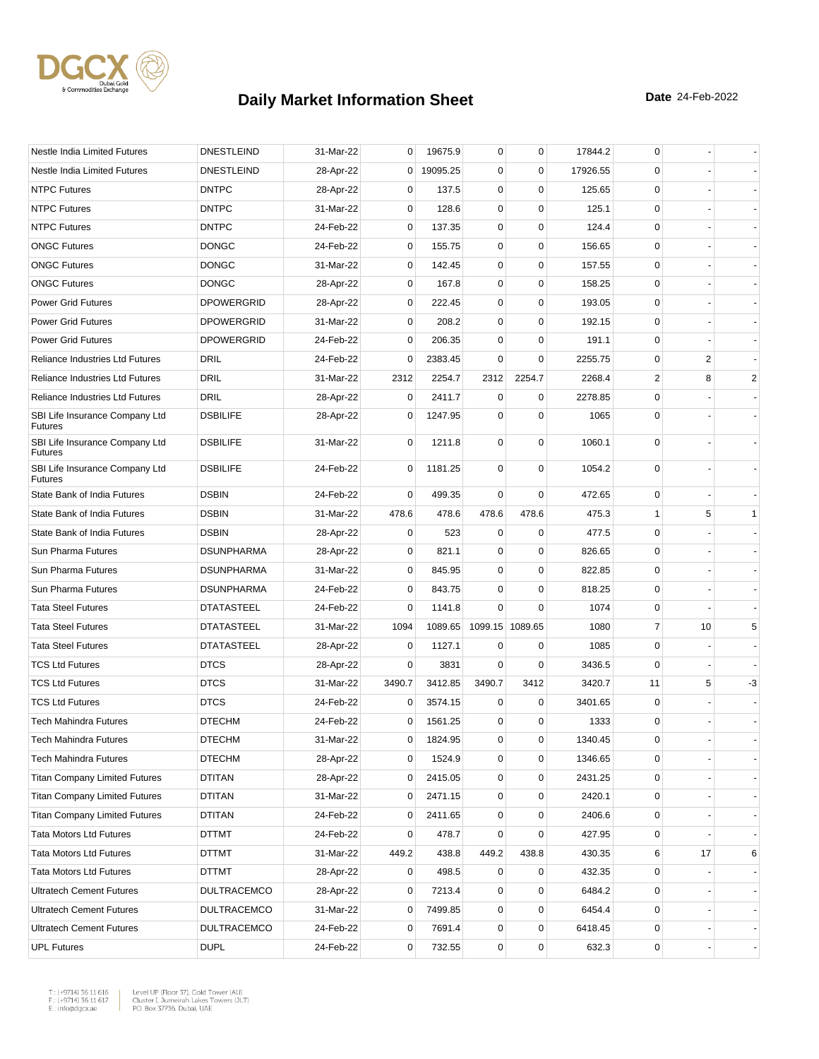# Daily Market Information Sheet

**Date** 24-Feb-2022

| | | | | | | | | | | |
|---|---|---|---|---|---|---|---|---|---|---|
| Nestle India Limited Futures | DNESTLEIND | 31-Mar-22 | 0 | 19675.9 | 0 | 0 | 17844.2 | 0 | - | - |
| Nestle India Limited Futures | DNESTLEIND | 28-Apr-22 | 0 | 19095.25 | 0 | 0 | 17926.55 | 0 | - | - |
| NTPC Futures | DNTPC | 28-Apr-22 | 0 | 137.5 | 0 | 0 | 125.65 | 0 | - | - |
| NTPC Futures | DNTPC | 31-Mar-22 | 0 | 128.6 | 0 | 0 | 125.1 | 0 | - | - |
| NTPC Futures | DNTPC | 24-Feb-22 | 0 | 137.35 | 0 | 0 | 124.4 | 0 | - | - |
| ONGC Futures | DONGC | 24-Feb-22 | 0 | 155.75 | 0 | 0 | 156.65 | 0 | - | - |
| ONGC Futures | DONGC | 31-Mar-22 | 0 | 142.45 | 0 | 0 | 157.55 | 0 | - | - |
| ONGC Futures | DONGC | 28-Apr-22 | 0 | 167.8 | 0 | 0 | 158.25 | 0 | - | - |
| Power Grid Futures | DPOWERGRID | 28-Apr-22 | 0 | 222.45 | 0 | 0 | 193.05 | 0 | - | - |
| Power Grid Futures | DPOWERGRID | 31-Mar-22 | 0 | 208.2 | 0 | 0 | 192.15 | 0 | - | - |
| Power Grid Futures | DPOWERGRID | 24-Feb-22 | 0 | 206.35 | 0 | 0 | 191.1 | 0 | - | - |
| Reliance Industries Ltd Futures | DRIL | 24-Feb-22 | 0 | 2383.45 | 0 | 0 | 2255.75 | 0 | 2 | - |
| Reliance Industries Ltd Futures | DRIL | 31-Mar-22 | 2312 | 2254.7 | 2312 | 2254.7 | 2268.4 | 2 | 8 | 2 |
| Reliance Industries Ltd Futures | DRIL | 28-Apr-22 | 0 | 2411.7 | 0 | 0 | 2278.85 | 0 | - | - |
| SBI Life Insurance Company Ltd Futures | DSBILIFE | 28-Apr-22 | 0 | 1247.95 | 0 | 0 | 1065 | 0 | - | - |
| SBI Life Insurance Company Ltd Futures | DSBILIFE | 31-Mar-22 | 0 | 1211.8 | 0 | 0 | 1060.1 | 0 | - | - |
| SBI Life Insurance Company Ltd Futures | DSBILIFE | 24-Feb-22 | 0 | 1181.25 | 0 | 0 | 1054.2 | 0 | - | - |
| State Bank of India Futures | DSBIN | 24-Feb-22 | 0 | 499.35 | 0 | 0 | 472.65 | 0 | - | - |
| State Bank of India Futures | DSBIN | 31-Mar-22 | 478.6 | 478.6 | 478.6 | 478.6 | 475.3 | 1 | 5 | 1 |
| State Bank of India Futures | DSBIN | 28-Apr-22 | 0 | 523 | 0 | 0 | 477.5 | 0 | - | - |
| Sun Pharma Futures | DSUNPHARMA | 28-Apr-22 | 0 | 821.1 | 0 | 0 | 826.65 | 0 | - | - |
| Sun Pharma Futures | DSUNPHARMA | 31-Mar-22 | 0 | 845.95 | 0 | 0 | 822.85 | 0 | - | - |
| Sun Pharma Futures | DSUNPHARMA | 24-Feb-22 | 0 | 843.75 | 0 | 0 | 818.25 | 0 | - | - |
| Tata Steel Futures | DTATASTEEL | 24-Feb-22 | 0 | 1141.8 | 0 | 0 | 1074 | 0 | - | - |
| Tata Steel Futures | DTATASTEEL | 31-Mar-22 | 1094 | 1089.65 | 1099.15 | 1089.65 | 1080 | 7 | 10 | 5 |
| Tata Steel Futures | DTATASTEEL | 28-Apr-22 | 0 | 1127.1 | 0 | 0 | 1085 | 0 | - | - |
| TCS Ltd Futures | DTCS | 28-Apr-22 | 0 | 3831 | 0 | 0 | 3436.5 | 0 | - | - |
| TCS Ltd Futures | DTCS | 31-Mar-22 | 3490.7 | 3412.85 | 3490.7 | 3412 | 3420.7 | 11 | 5 | -3 |
| TCS Ltd Futures | DTCS | 24-Feb-22 | 0 | 3574.15 | 0 | 0 | 3401.65 | 0 | - | - |
| Tech Mahindra Futures | DTECHM | 24-Feb-22 | 0 | 1561.25 | 0 | 0 | 1333 | 0 | - | - |
| Tech Mahindra Futures | DTECHM | 31-Mar-22 | 0 | 1824.95 | 0 | 0 | 1340.45 | 0 | - | - |
| Tech Mahindra Futures | DTECHM | 28-Apr-22 | 0 | 1524.9 | 0 | 0 | 1346.65 | 0 | - | - |
| Titan Company Limited Futures | DTITAN | 28-Apr-22 | 0 | 2415.05 | 0 | 0 | 2431.25 | 0 | - | - |
| Titan Company Limited Futures | DTITAN | 31-Mar-22 | 0 | 2471.15 | 0 | 0 | 2420.1 | 0 | - | - |
| Titan Company Limited Futures | DTITAN | 24-Feb-22 | 0 | 2411.65 | 0 | 0 | 2406.6 | 0 | - | - |
| Tata Motors Ltd Futures | DTTMT | 24-Feb-22 | 0 | 478.7 | 0 | 0 | 427.95 | 0 | - | - |
| Tata Motors Ltd Futures | DTTMT | 31-Mar-22 | 449.2 | 438.8 | 449.2 | 438.8 | 430.35 | 6 | 17 | 6 |
| Tata Motors Ltd Futures | DTTMT | 28-Apr-22 | 0 | 498.5 | 0 | 0 | 432.35 | 0 | - | - |
| Ultratech Cement Futures | DULTRACEMCO | 28-Apr-22 | 0 | 7213.4 | 0 | 0 | 6484.2 | 0 | - | - |
| Ultratech Cement Futures | DULTRACEMCO | 31-Mar-22 | 0 | 7499.85 | 0 | 0 | 6454.4 | 0 | - | - |
| Ultratech Cement Futures | DULTRACEMCO | 24-Feb-22 | 0 | 7691.4 | 0 | 0 | 6418.45 | 0 | - | - |
| UPL Futures | DUPL | 24-Feb-22 | 0 | 732.55 | 0 | 0 | 632.3 | 0 | - | - |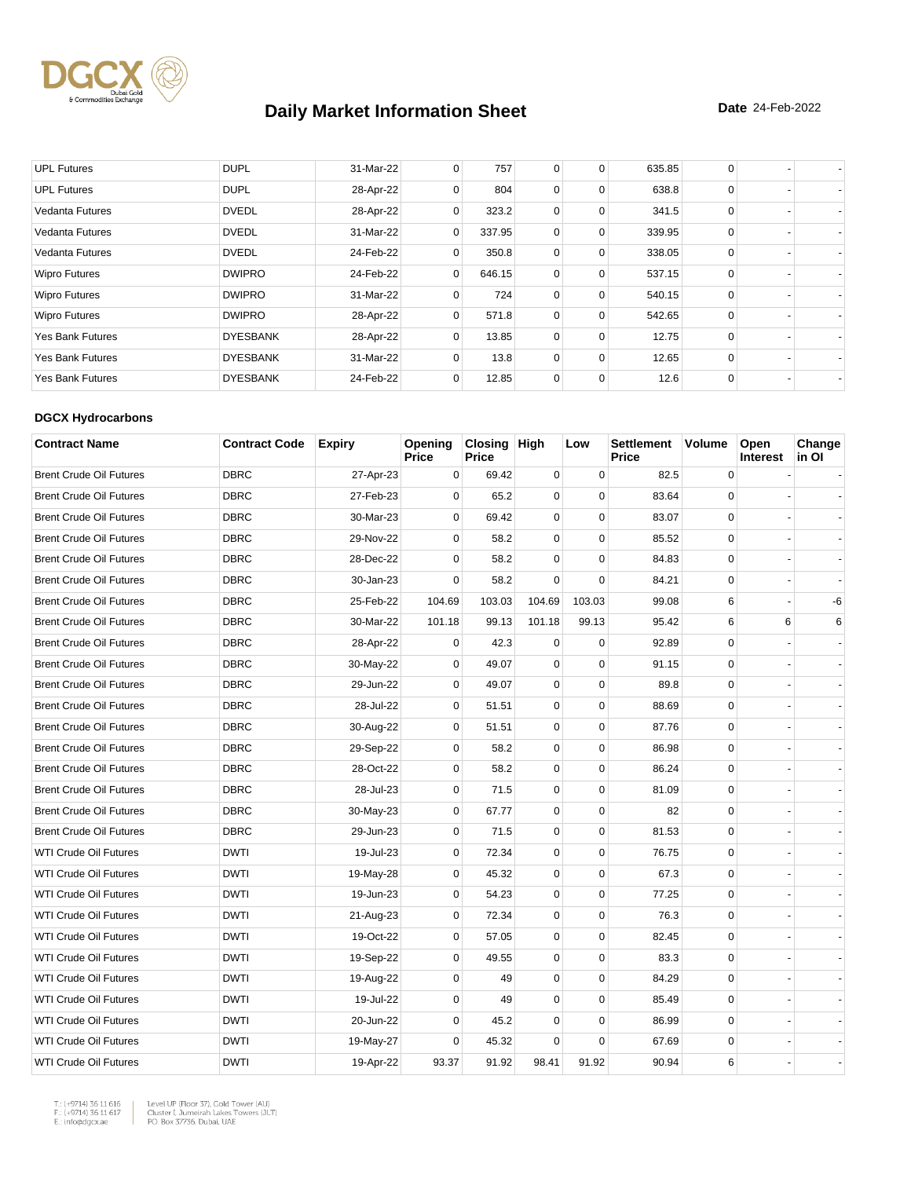# Daily Market Information Sheet

**Date** 24-Feb-2022

| | | | | | | | | | | |
|---|---|---|---|---|---|---|---|---|---|---|
| UPL Futures | DUPL | 31-Mar-22 | 0 | 757 | 0 | 0 | 635.85 | 0 | - | - |
| UPL Futures | DUPL | 28-Apr-22 | 0 | 804 | 0 | 0 | 638.8 | 0 | - | - |
| Vedanta Futures | DVEDL | 28-Apr-22 | 0 | 323.2 | 0 | 0 | 341.5 | 0 | - | - |
| Vedanta Futures | DVEDL | 31-Mar-22 | 0 | 337.95 | 0 | 0 | 339.95 | 0 | - | - |
| Vedanta Futures | DVEDL | 24-Feb-22 | 0 | 350.8 | 0 | 0 | 338.05 | 0 | - | - |
| Wipro Futures | DWIPRO | 24-Feb-22 | 0 | 646.15 | 0 | 0 | 537.15 | 0 | - | - |
| Wipro Futures | DWIPRO | 31-Mar-22 | 0 | 724 | 0 | 0 | 540.15 | 0 | - | - |
| Wipro Futures | DWIPRO | 28-Apr-22 | 0 | 571.8 | 0 | 0 | 542.65 | 0 | - | - |
| Yes Bank Futures | DYESBANK | 28-Apr-22 | 0 | 13.85 | 0 | 0 | 12.75 | 0 | - | - |
| Yes Bank Futures | DYESBANK | 31-Mar-22 | 0 | 13.8 | 0 | 0 | 12.65 | 0 | - | - |
| Yes Bank Futures | DYESBANK | 24-Feb-22 | 0 | 12.85 | 0 | 0 | 12.6 | 0 | - | - |

**DGCX Hydrocarbons**

| Contract Name | Contract Code | Expiry | Opening Price | Closing Price | High | Low | Settlement Price | Volume | Open Interest | Change in OI |
|---|---|---|---|---|---|---|---|---|---|---|
| Brent Crude Oil Futures | DBRC | 27-Apr-23 | 0 | 69.42 | 0 | 0 | 82.5 | 0 | - | - |
| Brent Crude Oil Futures | DBRC | 27-Feb-23 | 0 | 65.2 | 0 | 0 | 83.64 | 0 | - | - |
| Brent Crude Oil Futures | DBRC | 30-Mar-23 | 0 | 69.42 | 0 | 0 | 83.07 | 0 | - | - |
| Brent Crude Oil Futures | DBRC | 29-Nov-22 | 0 | 58.2 | 0 | 0 | 85.52 | 0 | - | - |
| Brent Crude Oil Futures | DBRC | 28-Dec-22 | 0 | 58.2 | 0 | 0 | 84.83 | 0 | - | - |
| Brent Crude Oil Futures | DBRC | 30-Jan-23 | 0 | 58.2 | 0 | 0 | 84.21 | 0 | - | - |
| Brent Crude Oil Futures | DBRC | 25-Feb-22 | 104.69 | 103.03 | 104.69 | 103.03 | 99.08 | 6 | - | -6 |
| Brent Crude Oil Futures | DBRC | 30-Mar-22 | 101.18 | 99.13 | 101.18 | 99.13 | 95.42 | 6 | 6 | 6 |
| Brent Crude Oil Futures | DBRC | 28-Apr-22 | 0 | 42.3 | 0 | 0 | 92.89 | 0 | - | - |
| Brent Crude Oil Futures | DBRC | 30-May-22 | 0 | 49.07 | 0 | 0 | 91.15 | 0 | - | - |
| Brent Crude Oil Futures | DBRC | 29-Jun-22 | 0 | 49.07 | 0 | 0 | 89.8 | 0 | - | - |
| Brent Crude Oil Futures | DBRC | 28-Jul-22 | 0 | 51.51 | 0 | 0 | 88.69 | 0 | - | - |
| Brent Crude Oil Futures | DBRC | 30-Aug-22 | 0 | 51.51 | 0 | 0 | 87.76 | 0 | - | - |
| Brent Crude Oil Futures | DBRC | 29-Sep-22 | 0 | 58.2 | 0 | 0 | 86.98 | 0 | - | - |
| Brent Crude Oil Futures | DBRC | 28-Oct-22 | 0 | 58.2 | 0 | 0 | 86.24 | 0 | - | - |
| Brent Crude Oil Futures | DBRC | 28-Jul-23 | 0 | 71.5 | 0 | 0 | 81.09 | 0 | - | - |
| Brent Crude Oil Futures | DBRC | 30-May-23 | 0 | 67.77 | 0 | 0 | 82 | 0 | - | - |
| Brent Crude Oil Futures | DBRC | 29-Jun-23 | 0 | 71.5 | 0 | 0 | 81.53 | 0 | - | - |
| WTI Crude Oil Futures | DWTI | 19-Jul-23 | 0 | 72.34 | 0 | 0 | 76.75 | 0 | - | - |
| WTI Crude Oil Futures | DWTI | 19-May-28 | 0 | 45.32 | 0 | 0 | 67.3 | 0 | - | - |
| WTI Crude Oil Futures | DWTI | 19-Jun-23 | 0 | 54.23 | 0 | 0 | 77.25 | 0 | - | - |
| WTI Crude Oil Futures | DWTI | 21-Aug-23 | 0 | 72.34 | 0 | 0 | 76.3 | 0 | - | - |
| WTI Crude Oil Futures | DWTI | 19-Oct-22 | 0 | 57.05 | 0 | 0 | 82.45 | 0 | - | - |
| WTI Crude Oil Futures | DWTI | 19-Sep-22 | 0 | 49.55 | 0 | 0 | 83.3 | 0 | - | - |
| WTI Crude Oil Futures | DWTI | 19-Aug-22 | 0 | 49 | 0 | 0 | 84.29 | 0 | - | - |
| WTI Crude Oil Futures | DWTI | 19-Jul-22 | 0 | 49 | 0 | 0 | 85.49 | 0 | - | - |
| WTI Crude Oil Futures | DWTI | 20-Jun-22 | 0 | 45.2 | 0 | 0 | 86.99 | 0 | - | - |
| WTI Crude Oil Futures | DWTI | 19-May-27 | 0 | 45.32 | 0 | 0 | 67.69 | 0 | - | - |
| WTI Crude Oil Futures | DWTI | 19-Apr-22 | 93.37 | 91.92 | 98.41 | 91.92 | 90.94 | 6 | - | - |

T.: (+9714) 36 11 616
F.: (+9714) 36 11 617
E.: info@dgcx.ae

Level UP (Floor 37), Gold Tower (AU)
Cluster I, Jumeirah Lakes Towers (JLT)
P.O. Box 37736, Dubai, UAE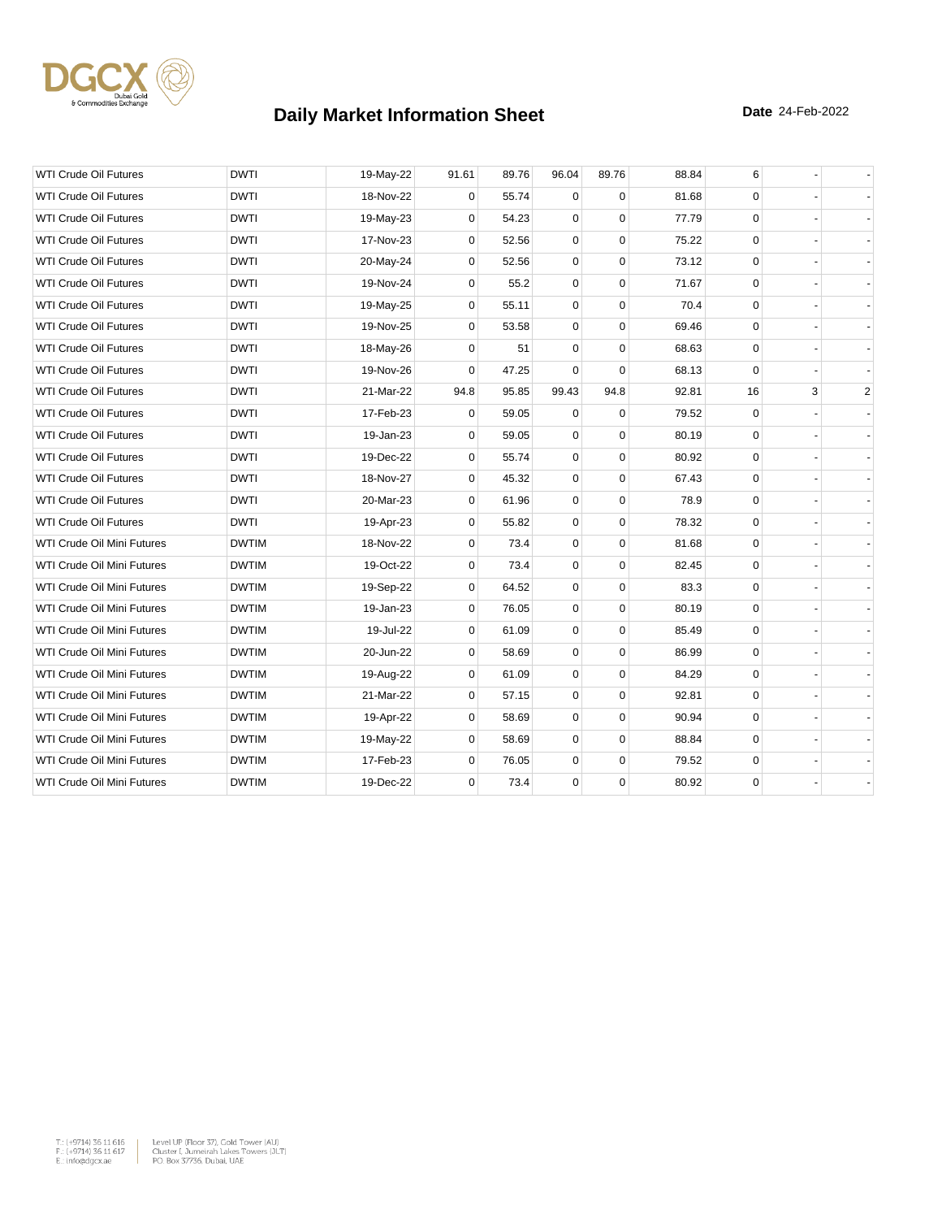# Daily Market Information Sheet

**Date** 24-Feb-2022

| | | | | | | | | | | |
|---|---|---|---|---|---|---|---|---|---|---|
| WTI Crude Oil Futures | DWTI | 19-May-22 | 91.61 | 89.76 | 96.04 | 89.76 | 88.84 | 6 | - | - |
| WTI Crude Oil Futures | DWTI | 18-Nov-22 | 0 | 55.74 | 0 | 0 | 81.68 | 0 | - | - |
| WTI Crude Oil Futures | DWTI | 19-May-23 | 0 | 54.23 | 0 | 0 | 77.79 | 0 | - | - |
| WTI Crude Oil Futures | DWTI | 17-Nov-23 | 0 | 52.56 | 0 | 0 | 75.22 | 0 | - | - |
| WTI Crude Oil Futures | DWTI | 20-May-24 | 0 | 52.56 | 0 | 0 | 73.12 | 0 | - | - |
| WTI Crude Oil Futures | DWTI | 19-Nov-24 | 0 | 55.2 | 0 | 0 | 71.67 | 0 | - | - |
| WTI Crude Oil Futures | DWTI | 19-May-25 | 0 | 55.11 | 0 | 0 | 70.4 | 0 | - | - |
| WTI Crude Oil Futures | DWTI | 19-Nov-25 | 0 | 53.58 | 0 | 0 | 69.46 | 0 | - | - |
| WTI Crude Oil Futures | DWTI | 18-May-26 | 0 | 51 | 0 | 0 | 68.63 | 0 | - | - |
| WTI Crude Oil Futures | DWTI | 19-Nov-26 | 0 | 47.25 | 0 | 0 | 68.13 | 0 | - | - |
| WTI Crude Oil Futures | DWTI | 21-Mar-22 | 94.8 | 95.85 | 99.43 | 94.8 | 92.81 | 16 | 3 | 2 |
| WTI Crude Oil Futures | DWTI | 17-Feb-23 | 0 | 59.05 | 0 | 0 | 79.52 | 0 | - | - |
| WTI Crude Oil Futures | DWTI | 19-Jan-23 | 0 | 59.05 | 0 | 0 | 80.19 | 0 | - | - |
| WTI Crude Oil Futures | DWTI | 19-Dec-22 | 0 | 55.74 | 0 | 0 | 80.92 | 0 | - | - |
| WTI Crude Oil Futures | DWTI | 18-Nov-27 | 0 | 45.32 | 0 | 0 | 67.43 | 0 | - | - |
| WTI Crude Oil Futures | DWTI | 20-Mar-23 | 0 | 61.96 | 0 | 0 | 78.9 | 0 | - | - |
| WTI Crude Oil Futures | DWTI | 19-Apr-23 | 0 | 55.82 | 0 | 0 | 78.32 | 0 | - | - |
| WTI Crude Oil Mini Futures | DWTIM | 18-Nov-22 | 0 | 73.4 | 0 | 0 | 81.68 | 0 | - | - |
| WTI Crude Oil Mini Futures | DWTIM | 19-Oct-22 | 0 | 73.4 | 0 | 0 | 82.45 | 0 | - | - |
| WTI Crude Oil Mini Futures | DWTIM | 19-Sep-22 | 0 | 64.52 | 0 | 0 | 83.3 | 0 | - | - |
| WTI Crude Oil Mini Futures | DWTIM | 19-Jan-23 | 0 | 76.05 | 0 | 0 | 80.19 | 0 | - | - |
| WTI Crude Oil Mini Futures | DWTIM | 19-Jul-22 | 0 | 61.09 | 0 | 0 | 85.49 | 0 | - | - |
| WTI Crude Oil Mini Futures | DWTIM | 20-Jun-22 | 0 | 58.69 | 0 | 0 | 86.99 | 0 | - | - |
| WTI Crude Oil Mini Futures | DWTIM | 19-Aug-22 | 0 | 61.09 | 0 | 0 | 84.29 | 0 | - | - |
| WTI Crude Oil Mini Futures | DWTIM | 21-Mar-22 | 0 | 57.15 | 0 | 0 | 92.81 | 0 | - | - |
| WTI Crude Oil Mini Futures | DWTIM | 19-Apr-22 | 0 | 58.69 | 0 | 0 | 90.94 | 0 | - | - |
| WTI Crude Oil Mini Futures | DWTIM | 19-May-22 | 0 | 58.69 | 0 | 0 | 88.84 | 0 | - | - |
| WTI Crude Oil Mini Futures | DWTIM | 17-Feb-23 | 0 | 76.05 | 0 | 0 | 79.52 | 0 | - | - |
| WTI Crude Oil Mini Futures | DWTIM | 19-Dec-22 | 0 | 73.4 | 0 | 0 | 80.92 | 0 | - | - |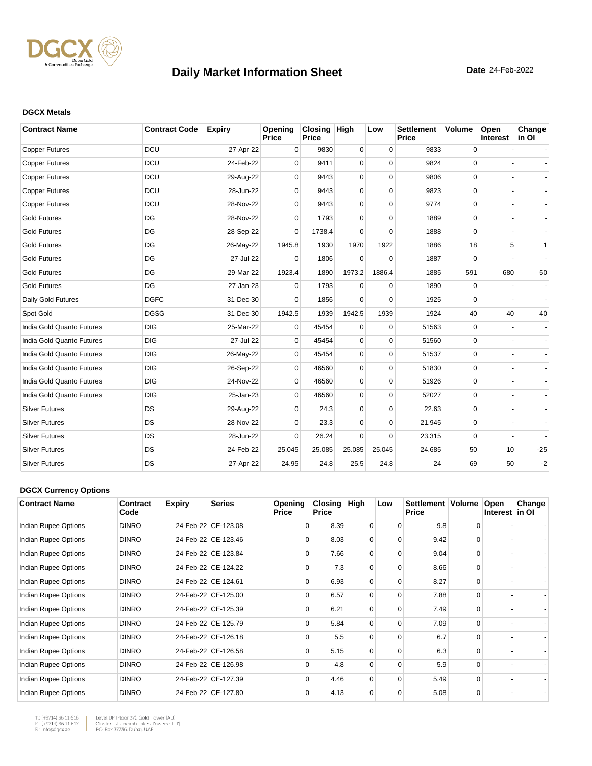DGCX Dubai Gold & Commodities Exchange

# Daily Market Information Sheet

**Date** 24-Feb-2022

### DGCX Metals

| Contract Name | Contract Code | Expiry | Opening Price | Closing Price | High | Low | Settlement Price | Volume | Open Interest | Change in OI |
|---|---|---|---|---|---|---|---|---|---|---|
| Copper Futures | DCU | 27-Apr-22 | 0 | 9830 | 0 | 0 | 9833 | 0 | - | - |
| Copper Futures | DCU | 24-Feb-22 | 0 | 9411 | 0 | 0 | 9824 | 0 | - | - |
| Copper Futures | DCU | 29-Aug-22 | 0 | 9443 | 0 | 0 | 9806 | 0 | - | - |
| Copper Futures | DCU | 28-Jun-22 | 0 | 9443 | 0 | 0 | 9823 | 0 | - | - |
| Copper Futures | DCU | 28-Nov-22 | 0 | 9443 | 0 | 0 | 9774 | 0 | - | - |
| Gold Futures | DG | 28-Nov-22 | 0 | 1793 | 0 | 0 | 1889 | 0 | - | - |
| Gold Futures | DG | 28-Sep-22 | 0 | 1738.4 | 0 | 0 | 1888 | 0 | - | - |
| Gold Futures | DG | 26-May-22 | 1945.8 | 1930 | 1970 | 1922 | 1886 | 18 | 5 | 1 |
| Gold Futures | DG | 27-Jul-22 | 0 | 1806 | 0 | 0 | 1887 | 0 | - | - |
| Gold Futures | DG | 29-Mar-22 | 1923.4 | 1890 | 1973.2 | 1886.4 | 1885 | 591 | 680 | 50 |
| Gold Futures | DG | 27-Jan-23 | 0 | 1793 | 0 | 0 | 1890 | 0 | - | - |
| Daily Gold Futures | DGFC | 31-Dec-30 | 0 | 1856 | 0 | 0 | 1925 | 0 | - | - |
| Spot Gold | DGSG | 31-Dec-30 | 1942.5 | 1939 | 1942.5 | 1939 | 1924 | 40 | 40 | 40 |
| India Gold Quanto Futures | DIG | 25-Mar-22 | 0 | 45454 | 0 | 0 | 51563 | 0 | - | - |
| India Gold Quanto Futures | DIG | 27-Jul-22 | 0 | 45454 | 0 | 0 | 51560 | 0 | - | - |
| India Gold Quanto Futures | DIG | 26-May-22 | 0 | 45454 | 0 | 0 | 51537 | 0 | - | - |
| India Gold Quanto Futures | DIG | 26-Sep-22 | 0 | 46560 | 0 | 0 | 51830 | 0 | - | - |
| India Gold Quanto Futures | DIG | 24-Nov-22 | 0 | 46560 | 0 | 0 | 51926 | 0 | - | - |
| India Gold Quanto Futures | DIG | 25-Jan-23 | 0 | 46560 | 0 | 0 | 52027 | 0 | - | - |
| Silver Futures | DS | 29-Aug-22 | 0 | 24.3 | 0 | 0 | 22.63 | 0 | - | - |
| Silver Futures | DS | 28-Nov-22 | 0 | 23.3 | 0 | 0 | 21.945 | 0 | - | - |
| Silver Futures | DS | 28-Jun-22 | 0 | 26.24 | 0 | 0 | 23.315 | 0 | - | - |
| Silver Futures | DS | 24-Feb-22 | 25.045 | 25.085 | 25.085 | 25.045 | 24.685 | 50 | 10 | -25 |
| Silver Futures | DS | 27-Apr-22 | 24.95 | 24.8 | 25.5 | 24.8 | 24 | 69 | 50 | -2 |

### DGCX Currency Options

| Contract Name | Contract Code | Expiry | Series | Opening Price | Closing Price | High | Low | Settlement Price | Volume | Open Interest | Change in OI |
|---|---|---|---|---|---|---|---|---|---|---|---|
| Indian Rupee Options | DINRO | 24-Feb-22 | CE-123.08 | 0 | 8.39 | 0 | 0 | 9.8 | 0 | - | - |
| Indian Rupee Options | DINRO | 24-Feb-22 | CE-123.46 | 0 | 8.03 | 0 | 0 | 9.42 | 0 | - | - |
| Indian Rupee Options | DINRO | 24-Feb-22 | CE-123.84 | 0 | 7.66 | 0 | 0 | 9.04 | 0 | - | - |
| Indian Rupee Options | DINRO | 24-Feb-22 | CE-124.22 | 0 | 7.3 | 0 | 0 | 8.66 | 0 | - | - |
| Indian Rupee Options | DINRO | 24-Feb-22 | CE-124.61 | 0 | 6.93 | 0 | 0 | 8.27 | 0 | - | - |
| Indian Rupee Options | DINRO | 24-Feb-22 | CE-125.00 | 0 | 6.57 | 0 | 0 | 7.88 | 0 | - | - |
| Indian Rupee Options | DINRO | 24-Feb-22 | CE-125.39 | 0 | 6.21 | 0 | 0 | 7.49 | 0 | - | - |
| Indian Rupee Options | DINRO | 24-Feb-22 | CE-125.79 | 0 | 5.84 | 0 | 0 | 7.09 | 0 | - | - |
| Indian Rupee Options | DINRO | 24-Feb-22 | CE-126.18 | 0 | 5.5 | 0 | 0 | 6.7 | 0 | - | - |
| Indian Rupee Options | DINRO | 24-Feb-22 | CE-126.58 | 0 | 5.15 | 0 | 0 | 6.3 | 0 | - | - |
| Indian Rupee Options | DINRO | 24-Feb-22 | CE-126.98 | 0 | 4.8 | 0 | 0 | 5.9 | 0 | - | - |
| Indian Rupee Options | DINRO | 24-Feb-22 | CE-127.39 | 0 | 4.46 | 0 | 0 | 5.49 | 0 | - | - |
| Indian Rupee Options | DINRO | 24-Feb-22 | CE-127.80 | 0 | 4.13 | 0 | 0 | 5.08 | 0 | - | - |

T.: (+9714) 36 11 616
F.: (+9714) 36 11 617
E.: info@dgcx.ae

Level UP (Floor 37), Gold Tower (AU)
Cluster I, Jumeirah Lakes Towers (JLT)
P.O. Box 37736, Dubai, UAE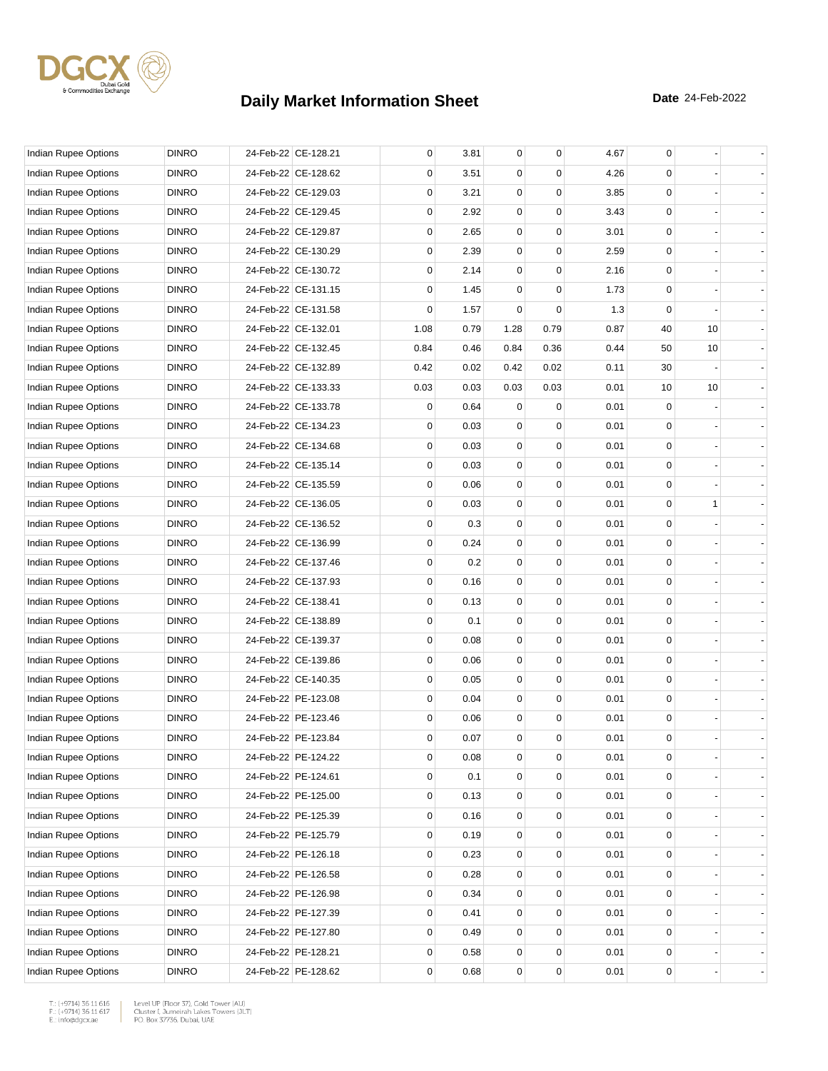# Daily Market Information Sheet

**Date** 24-Feb-2022

| | | | | | | | | | | | |
|---|---|---|---|---|---|---|---|---|---|---|---|
| Indian Rupee Options | DINRO | 24-Feb-22 | CE-128.21 | 0 | 3.81 | 0 | 0 | 4.67 | 0 | - | - |
| Indian Rupee Options | DINRO | 24-Feb-22 | CE-128.62 | 0 | 3.51 | 0 | 0 | 4.26 | 0 | - | - |
| Indian Rupee Options | DINRO | 24-Feb-22 | CE-129.03 | 0 | 3.21 | 0 | 0 | 3.85 | 0 | - | - |
| Indian Rupee Options | DINRO | 24-Feb-22 | CE-129.45 | 0 | 2.92 | 0 | 0 | 3.43 | 0 | - | - |
| Indian Rupee Options | DINRO | 24-Feb-22 | CE-129.87 | 0 | 2.65 | 0 | 0 | 3.01 | 0 | - | - |
| Indian Rupee Options | DINRO | 24-Feb-22 | CE-130.29 | 0 | 2.39 | 0 | 0 | 2.59 | 0 | - | - |
| Indian Rupee Options | DINRO | 24-Feb-22 | CE-130.72 | 0 | 2.14 | 0 | 0 | 2.16 | 0 | - | - |
| Indian Rupee Options | DINRO | 24-Feb-22 | CE-131.15 | 0 | 1.45 | 0 | 0 | 1.73 | 0 | - | - |
| Indian Rupee Options | DINRO | 24-Feb-22 | CE-131.58 | 0 | 1.57 | 0 | 0 | 1.3 | 0 | - | - |
| Indian Rupee Options | DINRO | 24-Feb-22 | CE-132.01 | 1.08 | 0.79 | 1.28 | 0.79 | 0.87 | 40 | 10 | - |
| Indian Rupee Options | DINRO | 24-Feb-22 | CE-132.45 | 0.84 | 0.46 | 0.84 | 0.36 | 0.44 | 50 | 10 | - |
| Indian Rupee Options | DINRO | 24-Feb-22 | CE-132.89 | 0.42 | 0.02 | 0.42 | 0.02 | 0.11 | 30 | - | - |
| Indian Rupee Options | DINRO | 24-Feb-22 | CE-133.33 | 0.03 | 0.03 | 0.03 | 0.03 | 0.01 | 10 | 10 | - |
| Indian Rupee Options | DINRO | 24-Feb-22 | CE-133.78 | 0 | 0.64 | 0 | 0 | 0.01 | 0 | - | - |
| Indian Rupee Options | DINRO | 24-Feb-22 | CE-134.23 | 0 | 0.03 | 0 | 0 | 0.01 | 0 | - | - |
| Indian Rupee Options | DINRO | 24-Feb-22 | CE-134.68 | 0 | 0.03 | 0 | 0 | 0.01 | 0 | - | - |
| Indian Rupee Options | DINRO | 24-Feb-22 | CE-135.14 | 0 | 0.03 | 0 | 0 | 0.01 | 0 | - | - |
| Indian Rupee Options | DINRO | 24-Feb-22 | CE-135.59 | 0 | 0.06 | 0 | 0 | 0.01 | 0 | - | - |
| Indian Rupee Options | DINRO | 24-Feb-22 | CE-136.05 | 0 | 0.03 | 0 | 0 | 0.01 | 0 | 1 | - |
| Indian Rupee Options | DINRO | 24-Feb-22 | CE-136.52 | 0 | 0.3 | 0 | 0 | 0.01 | 0 | - | - |
| Indian Rupee Options | DINRO | 24-Feb-22 | CE-136.99 | 0 | 0.24 | 0 | 0 | 0.01 | 0 | - | - |
| Indian Rupee Options | DINRO | 24-Feb-22 | CE-137.46 | 0 | 0.2 | 0 | 0 | 0.01 | 0 | - | - |
| Indian Rupee Options | DINRO | 24-Feb-22 | CE-137.93 | 0 | 0.16 | 0 | 0 | 0.01 | 0 | - | - |
| Indian Rupee Options | DINRO | 24-Feb-22 | CE-138.41 | 0 | 0.13 | 0 | 0 | 0.01 | 0 | - | - |
| Indian Rupee Options | DINRO | 24-Feb-22 | CE-138.89 | 0 | 0.1 | 0 | 0 | 0.01 | 0 | - | - |
| Indian Rupee Options | DINRO | 24-Feb-22 | CE-139.37 | 0 | 0.08 | 0 | 0 | 0.01 | 0 | - | - |
| Indian Rupee Options | DINRO | 24-Feb-22 | CE-139.86 | 0 | 0.06 | 0 | 0 | 0.01 | 0 | - | - |
| Indian Rupee Options | DINRO | 24-Feb-22 | CE-140.35 | 0 | 0.05 | 0 | 0 | 0.01 | 0 | - | - |
| Indian Rupee Options | DINRO | 24-Feb-22 | PE-123.08 | 0 | 0.04 | 0 | 0 | 0.01 | 0 | - | - |
| Indian Rupee Options | DINRO | 24-Feb-22 | PE-123.46 | 0 | 0.06 | 0 | 0 | 0.01 | 0 | - | - |
| Indian Rupee Options | DINRO | 24-Feb-22 | PE-123.84 | 0 | 0.07 | 0 | 0 | 0.01 | 0 | - | - |
| Indian Rupee Options | DINRO | 24-Feb-22 | PE-124.22 | 0 | 0.08 | 0 | 0 | 0.01 | 0 | - | - |
| Indian Rupee Options | DINRO | 24-Feb-22 | PE-124.61 | 0 | 0.1 | 0 | 0 | 0.01 | 0 | - | - |
| Indian Rupee Options | DINRO | 24-Feb-22 | PE-125.00 | 0 | 0.13 | 0 | 0 | 0.01 | 0 | - | - |
| Indian Rupee Options | DINRO | 24-Feb-22 | PE-125.39 | 0 | 0.16 | 0 | 0 | 0.01 | 0 | - | - |
| Indian Rupee Options | DINRO | 24-Feb-22 | PE-125.79 | 0 | 0.19 | 0 | 0 | 0.01 | 0 | - | - |
| Indian Rupee Options | DINRO | 24-Feb-22 | PE-126.18 | 0 | 0.23 | 0 | 0 | 0.01 | 0 | - | - |
| Indian Rupee Options | DINRO | 24-Feb-22 | PE-126.58 | 0 | 0.28 | 0 | 0 | 0.01 | 0 | - | - |
| Indian Rupee Options | DINRO | 24-Feb-22 | PE-126.98 | 0 | 0.34 | 0 | 0 | 0.01 | 0 | - | - |
| Indian Rupee Options | DINRO | 24-Feb-22 | PE-127.39 | 0 | 0.41 | 0 | 0 | 0.01 | 0 | - | - |
| Indian Rupee Options | DINRO | 24-Feb-22 | PE-127.80 | 0 | 0.49 | 0 | 0 | 0.01 | 0 | - | - |
| Indian Rupee Options | DINRO | 24-Feb-22 | PE-128.21 | 0 | 0.58 | 0 | 0 | 0.01 | 0 | - | - |
| Indian Rupee Options | DINRO | 24-Feb-22 | PE-128.62 | 0 | 0.68 | 0 | 0 | 0.01 | 0 | - | - |

T.: (+9714) 36 11 616
F.: (+9714) 36 11 617
E.: info@dgcx.ae

Level UP (Floor 37), Gold Tower (AU)
Cluster I, Jumeirah Lakes Towers (JLT)
P.O. Box 37736, Dubai, UAE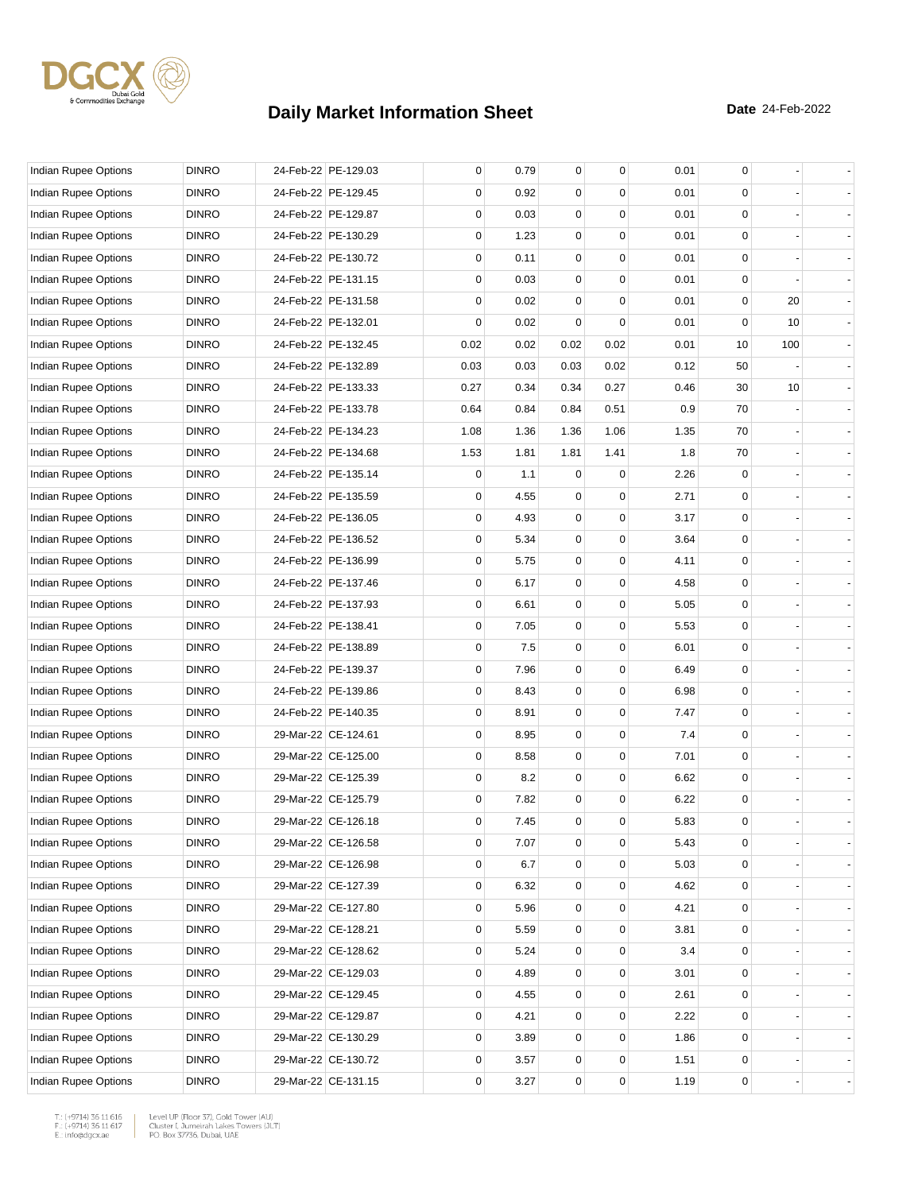# Daily Market Information Sheet

**Date** 24-Feb-2022

| | | | | | | | | | | | |
|---|---|---|---|---|---|---|---|---|---|---|---|
| Indian Rupee Options | DINRO | 24-Feb-22 | PE-129.03 | 0 | 0.79 | 0 | 0 | 0.01 | 0 | - | - |
| Indian Rupee Options | DINRO | 24-Feb-22 | PE-129.45 | 0 | 0.92 | 0 | 0 | 0.01 | 0 | - | - |
| Indian Rupee Options | DINRO | 24-Feb-22 | PE-129.87 | 0 | 0.03 | 0 | 0 | 0.01 | 0 | - | - |
| Indian Rupee Options | DINRO | 24-Feb-22 | PE-130.29 | 0 | 1.23 | 0 | 0 | 0.01 | 0 | - | - |
| Indian Rupee Options | DINRO | 24-Feb-22 | PE-130.72 | 0 | 0.11 | 0 | 0 | 0.01 | 0 | - | - |
| Indian Rupee Options | DINRO | 24-Feb-22 | PE-131.15 | 0 | 0.03 | 0 | 0 | 0.01 | 0 | - | - |
| Indian Rupee Options | DINRO | 24-Feb-22 | PE-131.58 | 0 | 0.02 | 0 | 0 | 0.01 | 0 | 20 | - |
| Indian Rupee Options | DINRO | 24-Feb-22 | PE-132.01 | 0 | 0.02 | 0 | 0 | 0.01 | 0 | 10 | - |
| Indian Rupee Options | DINRO | 24-Feb-22 | PE-132.45 | 0.02 | 0.02 | 0.02 | 0.02 | 0.01 | 10 | 100 | - |
| Indian Rupee Options | DINRO | 24-Feb-22 | PE-132.89 | 0.03 | 0.03 | 0.03 | 0.02 | 0.12 | 50 | - | - |
| Indian Rupee Options | DINRO | 24-Feb-22 | PE-133.33 | 0.27 | 0.34 | 0.34 | 0.27 | 0.46 | 30 | 10 | - |
| Indian Rupee Options | DINRO | 24-Feb-22 | PE-133.78 | 0.64 | 0.84 | 0.84 | 0.51 | 0.9 | 70 | - | - |
| Indian Rupee Options | DINRO | 24-Feb-22 | PE-134.23 | 1.08 | 1.36 | 1.36 | 1.06 | 1.35 | 70 | - | - |
| Indian Rupee Options | DINRO | 24-Feb-22 | PE-134.68 | 1.53 | 1.81 | 1.81 | 1.41 | 1.8 | 70 | - | - |
| Indian Rupee Options | DINRO | 24-Feb-22 | PE-135.14 | 0 | 1.1 | 0 | 0 | 2.26 | 0 | - | - |
| Indian Rupee Options | DINRO | 24-Feb-22 | PE-135.59 | 0 | 4.55 | 0 | 0 | 2.71 | 0 | - | - |
| Indian Rupee Options | DINRO | 24-Feb-22 | PE-136.05 | 0 | 4.93 | 0 | 0 | 3.17 | 0 | - | - |
| Indian Rupee Options | DINRO | 24-Feb-22 | PE-136.52 | 0 | 5.34 | 0 | 0 | 3.64 | 0 | - | - |
| Indian Rupee Options | DINRO | 24-Feb-22 | PE-136.99 | 0 | 5.75 | 0 | 0 | 4.11 | 0 | - | - |
| Indian Rupee Options | DINRO | 24-Feb-22 | PE-137.46 | 0 | 6.17 | 0 | 0 | 4.58 | 0 | - | - |
| Indian Rupee Options | DINRO | 24-Feb-22 | PE-137.93 | 0 | 6.61 | 0 | 0 | 5.05 | 0 | - | - |
| Indian Rupee Options | DINRO | 24-Feb-22 | PE-138.41 | 0 | 7.05 | 0 | 0 | 5.53 | 0 | - | - |
| Indian Rupee Options | DINRO | 24-Feb-22 | PE-138.89 | 0 | 7.5 | 0 | 0 | 6.01 | 0 | - | - |
| Indian Rupee Options | DINRO | 24-Feb-22 | PE-139.37 | 0 | 7.96 | 0 | 0 | 6.49 | 0 | - | - |
| Indian Rupee Options | DINRO | 24-Feb-22 | PE-139.86 | 0 | 8.43 | 0 | 0 | 6.98 | 0 | - | - |
| Indian Rupee Options | DINRO | 24-Feb-22 | PE-140.35 | 0 | 8.91 | 0 | 0 | 7.47 | 0 | - | - |
| Indian Rupee Options | DINRO | 29-Mar-22 | CE-124.61 | 0 | 8.95 | 0 | 0 | 7.4 | 0 | - | - |
| Indian Rupee Options | DINRO | 29-Mar-22 | CE-125.00 | 0 | 8.58 | 0 | 0 | 7.01 | 0 | - | - |
| Indian Rupee Options | DINRO | 29-Mar-22 | CE-125.39 | 0 | 8.2 | 0 | 0 | 6.62 | 0 | - | - |
| Indian Rupee Options | DINRO | 29-Mar-22 | CE-125.79 | 0 | 7.82 | 0 | 0 | 6.22 | 0 | - | - |
| Indian Rupee Options | DINRO | 29-Mar-22 | CE-126.18 | 0 | 7.45 | 0 | 0 | 5.83 | 0 | - | - |
| Indian Rupee Options | DINRO | 29-Mar-22 | CE-126.58 | 0 | 7.07 | 0 | 0 | 5.43 | 0 | - | - |
| Indian Rupee Options | DINRO | 29-Mar-22 | CE-126.98 | 0 | 6.7 | 0 | 0 | 5.03 | 0 | - | - |
| Indian Rupee Options | DINRO | 29-Mar-22 | CE-127.39 | 0 | 6.32 | 0 | 0 | 4.62 | 0 | - | - |
| Indian Rupee Options | DINRO | 29-Mar-22 | CE-127.80 | 0 | 5.96 | 0 | 0 | 4.21 | 0 | - | - |
| Indian Rupee Options | DINRO | 29-Mar-22 | CE-128.21 | 0 | 5.59 | 0 | 0 | 3.81 | 0 | - | - |
| Indian Rupee Options | DINRO | 29-Mar-22 | CE-128.62 | 0 | 5.24 | 0 | 0 | 3.4 | 0 | - | - |
| Indian Rupee Options | DINRO | 29-Mar-22 | CE-129.03 | 0 | 4.89 | 0 | 0 | 3.01 | 0 | - | - |
| Indian Rupee Options | DINRO | 29-Mar-22 | CE-129.45 | 0 | 4.55 | 0 | 0 | 2.61 | 0 | - | - |
| Indian Rupee Options | DINRO | 29-Mar-22 | CE-129.87 | 0 | 4.21 | 0 | 0 | 2.22 | 0 | - | - |
| Indian Rupee Options | DINRO | 29-Mar-22 | CE-130.29 | 0 | 3.89 | 0 | 0 | 1.86 | 0 | - | - |
| Indian Rupee Options | DINRO | 29-Mar-22 | CE-130.72 | 0 | 3.57 | 0 | 0 | 1.51 | 0 | - | - |
| Indian Rupee Options | DINRO | 29-Mar-22 | CE-131.15 | 0 | 3.27 | 0 | 0 | 1.19 | 0 | - | - |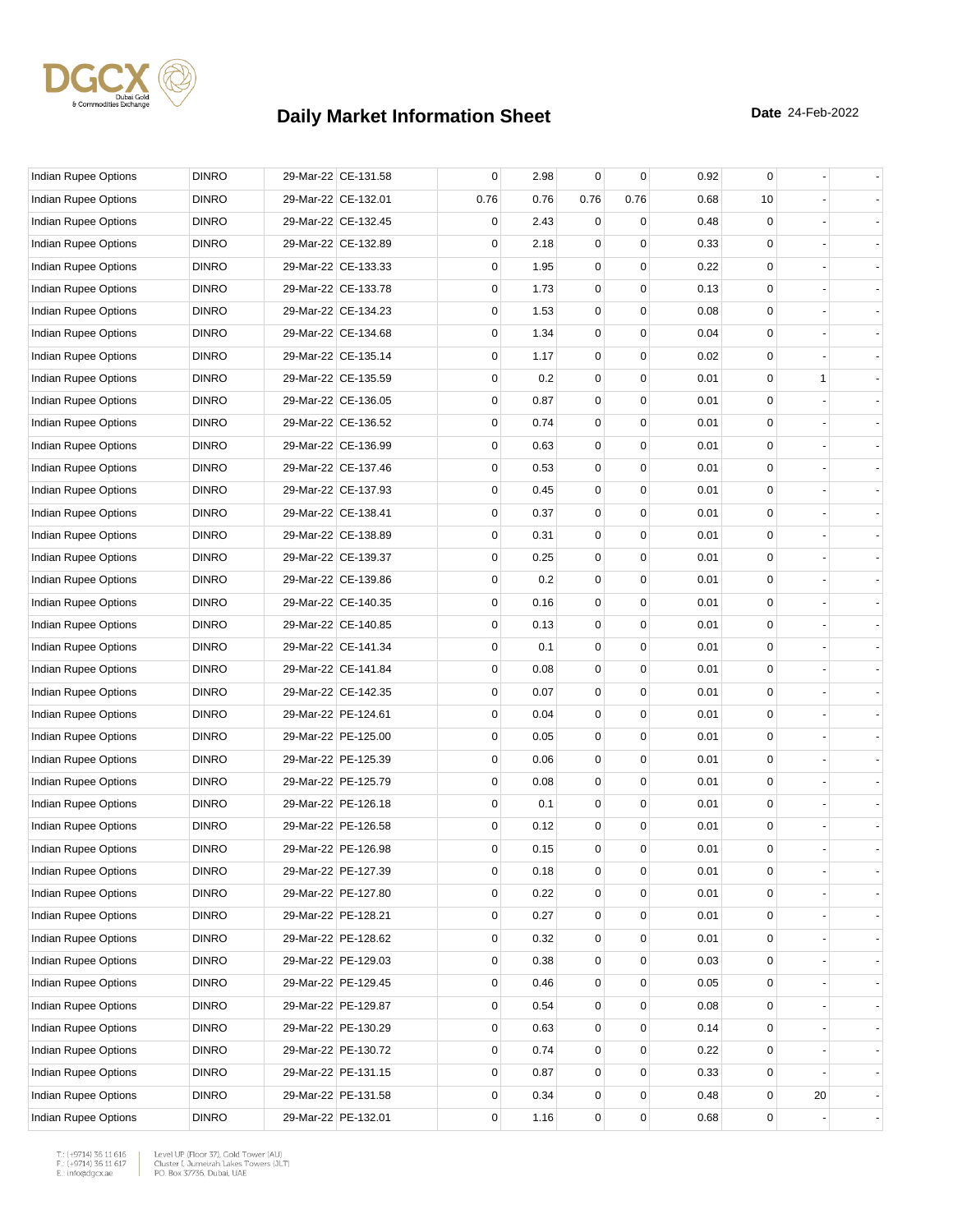# Daily Market Information Sheet

**Date** 24-Feb-2022

| | | | | | | | | | | | |
|---|---|---|---|---|---|---|---|---|---|---|---|
| Indian Rupee Options | DINRO | 29-Mar-22 | CE-131.58 | 0 | 2.98 | 0 | 0 | 0.92 | 0 | - | - |
| Indian Rupee Options | DINRO | 29-Mar-22 | CE-132.01 | 0.76 | 0.76 | 0.76 | 0.76 | 0.68 | 10 | - | - |
| Indian Rupee Options | DINRO | 29-Mar-22 | CE-132.45 | 0 | 2.43 | 0 | 0 | 0.48 | 0 | - | - |
| Indian Rupee Options | DINRO | 29-Mar-22 | CE-132.89 | 0 | 2.18 | 0 | 0 | 0.33 | 0 | - | - |
| Indian Rupee Options | DINRO | 29-Mar-22 | CE-133.33 | 0 | 1.95 | 0 | 0 | 0.22 | 0 | - | - |
| Indian Rupee Options | DINRO | 29-Mar-22 | CE-133.78 | 0 | 1.73 | 0 | 0 | 0.13 | 0 | - | - |
| Indian Rupee Options | DINRO | 29-Mar-22 | CE-134.23 | 0 | 1.53 | 0 | 0 | 0.08 | 0 | - | - |
| Indian Rupee Options | DINRO | 29-Mar-22 | CE-134.68 | 0 | 1.34 | 0 | 0 | 0.04 | 0 | - | - |
| Indian Rupee Options | DINRO | 29-Mar-22 | CE-135.14 | 0 | 1.17 | 0 | 0 | 0.02 | 0 | - | - |
| Indian Rupee Options | DINRO | 29-Mar-22 | CE-135.59 | 0 | 0.2 | 0 | 0 | 0.01 | 0 | 1 | - |
| Indian Rupee Options | DINRO | 29-Mar-22 | CE-136.05 | 0 | 0.87 | 0 | 0 | 0.01 | 0 | - | - |
| Indian Rupee Options | DINRO | 29-Mar-22 | CE-136.52 | 0 | 0.74 | 0 | 0 | 0.01 | 0 | - | - |
| Indian Rupee Options | DINRO | 29-Mar-22 | CE-136.99 | 0 | 0.63 | 0 | 0 | 0.01 | 0 | - | - |
| Indian Rupee Options | DINRO | 29-Mar-22 | CE-137.46 | 0 | 0.53 | 0 | 0 | 0.01 | 0 | - | - |
| Indian Rupee Options | DINRO | 29-Mar-22 | CE-137.93 | 0 | 0.45 | 0 | 0 | 0.01 | 0 | - | - |
| Indian Rupee Options | DINRO | 29-Mar-22 | CE-138.41 | 0 | 0.37 | 0 | 0 | 0.01 | 0 | - | - |
| Indian Rupee Options | DINRO | 29-Mar-22 | CE-138.89 | 0 | 0.31 | 0 | 0 | 0.01 | 0 | - | - |
| Indian Rupee Options | DINRO | 29-Mar-22 | CE-139.37 | 0 | 0.25 | 0 | 0 | 0.01 | 0 | - | - |
| Indian Rupee Options | DINRO | 29-Mar-22 | CE-139.86 | 0 | 0.2 | 0 | 0 | 0.01 | 0 | - | - |
| Indian Rupee Options | DINRO | 29-Mar-22 | CE-140.35 | 0 | 0.16 | 0 | 0 | 0.01 | 0 | - | - |
| Indian Rupee Options | DINRO | 29-Mar-22 | CE-140.85 | 0 | 0.13 | 0 | 0 | 0.01 | 0 | - | - |
| Indian Rupee Options | DINRO | 29-Mar-22 | CE-141.34 | 0 | 0.1 | 0 | 0 | 0.01 | 0 | - | - |
| Indian Rupee Options | DINRO | 29-Mar-22 | CE-141.84 | 0 | 0.08 | 0 | 0 | 0.01 | 0 | - | - |
| Indian Rupee Options | DINRO | 29-Mar-22 | CE-142.35 | 0 | 0.07 | 0 | 0 | 0.01 | 0 | - | - |
| Indian Rupee Options | DINRO | 29-Mar-22 | PE-124.61 | 0 | 0.04 | 0 | 0 | 0.01 | 0 | - | - |
| Indian Rupee Options | DINRO | 29-Mar-22 | PE-125.00 | 0 | 0.05 | 0 | 0 | 0.01 | 0 | - | - |
| Indian Rupee Options | DINRO | 29-Mar-22 | PE-125.39 | 0 | 0.06 | 0 | 0 | 0.01 | 0 | - | - |
| Indian Rupee Options | DINRO | 29-Mar-22 | PE-125.79 | 0 | 0.08 | 0 | 0 | 0.01 | 0 | - | - |
| Indian Rupee Options | DINRO | 29-Mar-22 | PE-126.18 | 0 | 0.1 | 0 | 0 | 0.01 | 0 | - | - |
| Indian Rupee Options | DINRO | 29-Mar-22 | PE-126.58 | 0 | 0.12 | 0 | 0 | 0.01 | 0 | - | - |
| Indian Rupee Options | DINRO | 29-Mar-22 | PE-126.98 | 0 | 0.15 | 0 | 0 | 0.01 | 0 | - | - |
| Indian Rupee Options | DINRO | 29-Mar-22 | PE-127.39 | 0 | 0.18 | 0 | 0 | 0.01 | 0 | - | - |
| Indian Rupee Options | DINRO | 29-Mar-22 | PE-127.80 | 0 | 0.22 | 0 | 0 | 0.01 | 0 | - | - |
| Indian Rupee Options | DINRO | 29-Mar-22 | PE-128.21 | 0 | 0.27 | 0 | 0 | 0.01 | 0 | - | - |
| Indian Rupee Options | DINRO | 29-Mar-22 | PE-128.62 | 0 | 0.32 | 0 | 0 | 0.01 | 0 | - | - |
| Indian Rupee Options | DINRO | 29-Mar-22 | PE-129.03 | 0 | 0.38 | 0 | 0 | 0.03 | 0 | - | - |
| Indian Rupee Options | DINRO | 29-Mar-22 | PE-129.45 | 0 | 0.46 | 0 | 0 | 0.05 | 0 | - | - |
| Indian Rupee Options | DINRO | 29-Mar-22 | PE-129.87 | 0 | 0.54 | 0 | 0 | 0.08 | 0 | - | - |
| Indian Rupee Options | DINRO | 29-Mar-22 | PE-130.29 | 0 | 0.63 | 0 | 0 | 0.14 | 0 | - | - |
| Indian Rupee Options | DINRO | 29-Mar-22 | PE-130.72 | 0 | 0.74 | 0 | 0 | 0.22 | 0 | - | - |
| Indian Rupee Options | DINRO | 29-Mar-22 | PE-131.15 | 0 | 0.87 | 0 | 0 | 0.33 | 0 | - | - |
| Indian Rupee Options | DINRO | 29-Mar-22 | PE-131.58 | 0 | 0.34 | 0 | 0 | 0.48 | 0 | 20 | - |
| Indian Rupee Options | DINRO | 29-Mar-22 | PE-132.01 | 0 | 1.16 | 0 | 0 | 0.68 | 0 | - | - |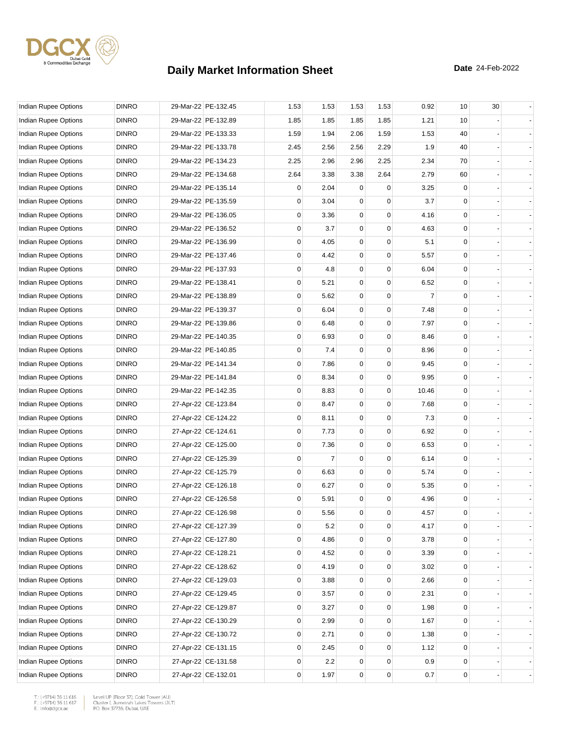# Daily Market Information Sheet

**Date** 24-Feb-2022

| | | | | | | | | | | | |
|---|---|---|---|---|---|---|---|---|---|---|---|
| Indian Rupee Options | DINRO | 29-Mar-22 | PE-132.45 | 1.53 | 1.53 | 1.53 | 1.53 | 0.92 | 10 | 30 | - |
| Indian Rupee Options | DINRO | 29-Mar-22 | PE-132.89 | 1.85 | 1.85 | 1.85 | 1.85 | 1.21 | 10 | - | - |
| Indian Rupee Options | DINRO | 29-Mar-22 | PE-133.33 | 1.59 | 1.94 | 2.06 | 1.59 | 1.53 | 40 | - | - |
| Indian Rupee Options | DINRO | 29-Mar-22 | PE-133.78 | 2.45 | 2.56 | 2.56 | 2.29 | 1.9 | 40 | - | - |
| Indian Rupee Options | DINRO | 29-Mar-22 | PE-134.23 | 2.25 | 2.96 | 2.96 | 2.25 | 2.34 | 70 | - | - |
| Indian Rupee Options | DINRO | 29-Mar-22 | PE-134.68 | 2.64 | 3.38 | 3.38 | 2.64 | 2.79 | 60 | - | - |
| Indian Rupee Options | DINRO | 29-Mar-22 | PE-135.14 | 0 | 2.04 | 0 | 0 | 3.25 | 0 | - | - |
| Indian Rupee Options | DINRO | 29-Mar-22 | PE-135.59 | 0 | 3.04 | 0 | 0 | 3.7 | 0 | - | - |
| Indian Rupee Options | DINRO | 29-Mar-22 | PE-136.05 | 0 | 3.36 | 0 | 0 | 4.16 | 0 | - | - |
| Indian Rupee Options | DINRO | 29-Mar-22 | PE-136.52 | 0 | 3.7 | 0 | 0 | 4.63 | 0 | - | - |
| Indian Rupee Options | DINRO | 29-Mar-22 | PE-136.99 | 0 | 4.05 | 0 | 0 | 5.1 | 0 | - | - |
| Indian Rupee Options | DINRO | 29-Mar-22 | PE-137.46 | 0 | 4.42 | 0 | 0 | 5.57 | 0 | - | - |
| Indian Rupee Options | DINRO | 29-Mar-22 | PE-137.93 | 0 | 4.8 | 0 | 0 | 6.04 | 0 | - | - |
| Indian Rupee Options | DINRO | 29-Mar-22 | PE-138.41 | 0 | 5.21 | 0 | 0 | 6.52 | 0 | - | - |
| Indian Rupee Options | DINRO | 29-Mar-22 | PE-138.89 | 0 | 5.62 | 0 | 0 | 7 | 0 | - | - |
| Indian Rupee Options | DINRO | 29-Mar-22 | PE-139.37 | 0 | 6.04 | 0 | 0 | 7.48 | 0 | - | - |
| Indian Rupee Options | DINRO | 29-Mar-22 | PE-139.86 | 0 | 6.48 | 0 | 0 | 7.97 | 0 | - | - |
| Indian Rupee Options | DINRO | 29-Mar-22 | PE-140.35 | 0 | 6.93 | 0 | 0 | 8.46 | 0 | - | - |
| Indian Rupee Options | DINRO | 29-Mar-22 | PE-140.85 | 0 | 7.4 | 0 | 0 | 8.96 | 0 | - | - |
| Indian Rupee Options | DINRO | 29-Mar-22 | PE-141.34 | 0 | 7.86 | 0 | 0 | 9.45 | 0 | - | - |
| Indian Rupee Options | DINRO | 29-Mar-22 | PE-141.84 | 0 | 8.34 | 0 | 0 | 9.95 | 0 | - | - |
| Indian Rupee Options | DINRO | 29-Mar-22 | PE-142.35 | 0 | 8.83 | 0 | 0 | 10.46 | 0 | - | - |
| Indian Rupee Options | DINRO | 27-Apr-22 | CE-123.84 | 0 | 8.47 | 0 | 0 | 7.68 | 0 | - | - |
| Indian Rupee Options | DINRO | 27-Apr-22 | CE-124.22 | 0 | 8.11 | 0 | 0 | 7.3 | 0 | - | - |
| Indian Rupee Options | DINRO | 27-Apr-22 | CE-124.61 | 0 | 7.73 | 0 | 0 | 6.92 | 0 | - | - |
| Indian Rupee Options | DINRO | 27-Apr-22 | CE-125.00 | 0 | 7.36 | 0 | 0 | 6.53 | 0 | - | - |
| Indian Rupee Options | DINRO | 27-Apr-22 | CE-125.39 | 0 | 7 | 0 | 0 | 6.14 | 0 | - | - |
| Indian Rupee Options | DINRO | 27-Apr-22 | CE-125.79 | 0 | 6.63 | 0 | 0 | 5.74 | 0 | - | - |
| Indian Rupee Options | DINRO | 27-Apr-22 | CE-126.18 | 0 | 6.27 | 0 | 0 | 5.35 | 0 | - | - |
| Indian Rupee Options | DINRO | 27-Apr-22 | CE-126.58 | 0 | 5.91 | 0 | 0 | 4.96 | 0 | - | - |
| Indian Rupee Options | DINRO | 27-Apr-22 | CE-126.98 | 0 | 5.56 | 0 | 0 | 4.57 | 0 | - | - |
| Indian Rupee Options | DINRO | 27-Apr-22 | CE-127.39 | 0 | 5.2 | 0 | 0 | 4.17 | 0 | - | - |
| Indian Rupee Options | DINRO | 27-Apr-22 | CE-127.80 | 0 | 4.86 | 0 | 0 | 3.78 | 0 | - | - |
| Indian Rupee Options | DINRO | 27-Apr-22 | CE-128.21 | 0 | 4.52 | 0 | 0 | 3.39 | 0 | - | - |
| Indian Rupee Options | DINRO | 27-Apr-22 | CE-128.62 | 0 | 4.19 | 0 | 0 | 3.02 | 0 | - | - |
| Indian Rupee Options | DINRO | 27-Apr-22 | CE-129.03 | 0 | 3.88 | 0 | 0 | 2.66 | 0 | - | - |
| Indian Rupee Options | DINRO | 27-Apr-22 | CE-129.45 | 0 | 3.57 | 0 | 0 | 2.31 | 0 | - | - |
| Indian Rupee Options | DINRO | 27-Apr-22 | CE-129.87 | 0 | 3.27 | 0 | 0 | 1.98 | 0 | - | - |
| Indian Rupee Options | DINRO | 27-Apr-22 | CE-130.29 | 0 | 2.99 | 0 | 0 | 1.67 | 0 | - | - |
| Indian Rupee Options | DINRO | 27-Apr-22 | CE-130.72 | 0 | 2.71 | 0 | 0 | 1.38 | 0 | - | - |
| Indian Rupee Options | DINRO | 27-Apr-22 | CE-131.15 | 0 | 2.45 | 0 | 0 | 1.12 | 0 | - | - |
| Indian Rupee Options | DINRO | 27-Apr-22 | CE-131.58 | 0 | 2.2 | 0 | 0 | 0.9 | 0 | - | - |
| Indian Rupee Options | DINRO | 27-Apr-22 | CE-132.01 | 0 | 1.97 | 0 | 0 | 0.7 | 0 | - | - |

T.: (+9714) 36 11 616
F.: (+9714) 36 11 617
E.: info@dgcx.ae

Level UP (Floor 37), Gold Tower (AU)
Cluster I, Jumeirah Lakes Towers (JLT)
P.O. Box 37736, Dubai, UAE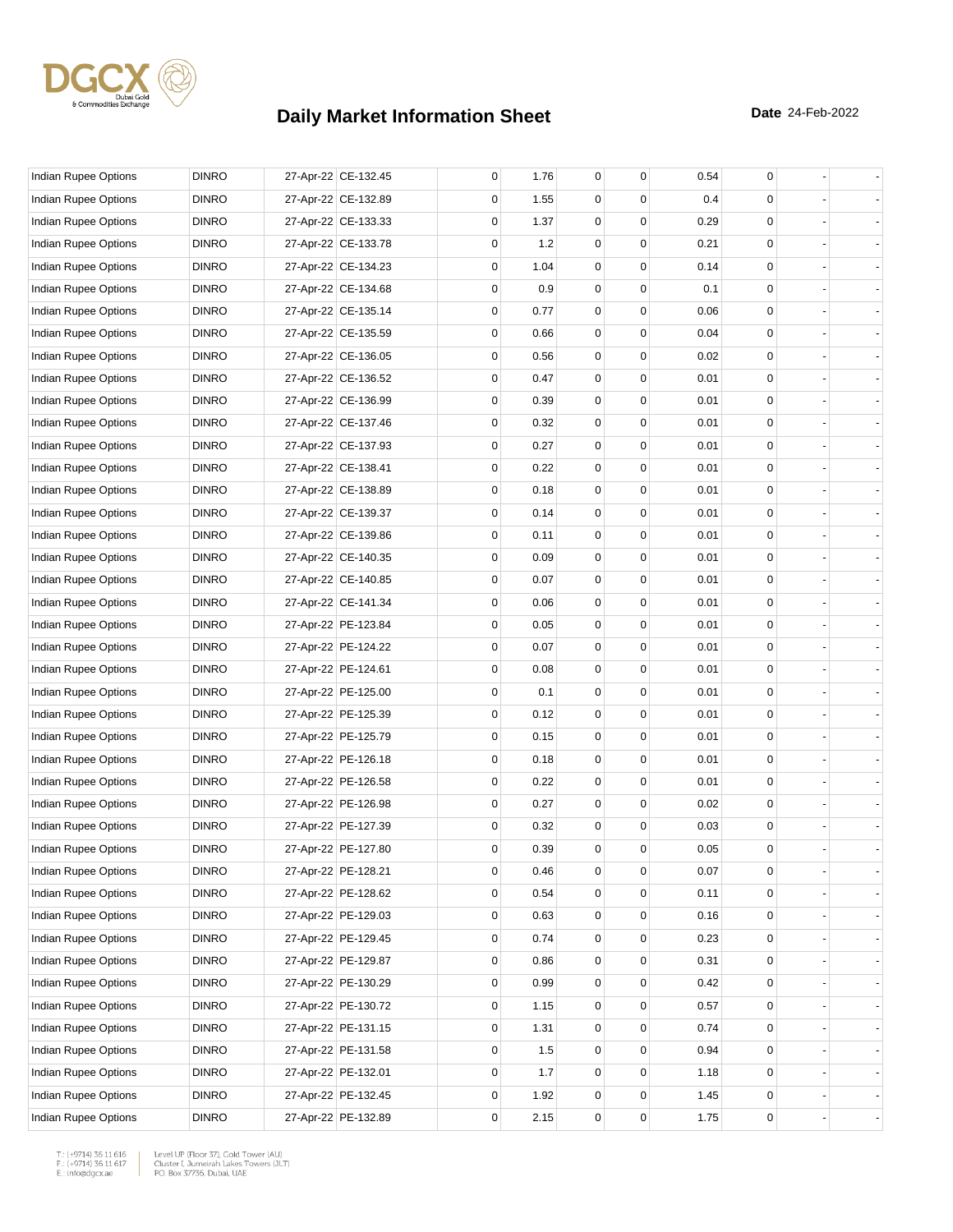# Daily Market Information Sheet

**Date** 24-Feb-2022

| | | | | | | | | | | | |
|---|---|---|---|---|---|---|---|---|---|---|---|
| Indian Rupee Options | DINRO | 27-Apr-22 | CE-132.45 | 0 | 1.76 | 0 | 0 | 0.54 | 0 | - | - |
| Indian Rupee Options | DINRO | 27-Apr-22 | CE-132.89 | 0 | 1.55 | 0 | 0 | 0.4 | 0 | - | - |
| Indian Rupee Options | DINRO | 27-Apr-22 | CE-133.33 | 0 | 1.37 | 0 | 0 | 0.29 | 0 | - | - |
| Indian Rupee Options | DINRO | 27-Apr-22 | CE-133.78 | 0 | 1.2 | 0 | 0 | 0.21 | 0 | - | - |
| Indian Rupee Options | DINRO | 27-Apr-22 | CE-134.23 | 0 | 1.04 | 0 | 0 | 0.14 | 0 | - | - |
| Indian Rupee Options | DINRO | 27-Apr-22 | CE-134.68 | 0 | 0.9 | 0 | 0 | 0.1 | 0 | - | - |
| Indian Rupee Options | DINRO | 27-Apr-22 | CE-135.14 | 0 | 0.77 | 0 | 0 | 0.06 | 0 | - | - |
| Indian Rupee Options | DINRO | 27-Apr-22 | CE-135.59 | 0 | 0.66 | 0 | 0 | 0.04 | 0 | - | - |
| Indian Rupee Options | DINRO | 27-Apr-22 | CE-136.05 | 0 | 0.56 | 0 | 0 | 0.02 | 0 | - | - |
| Indian Rupee Options | DINRO | 27-Apr-22 | CE-136.52 | 0 | 0.47 | 0 | 0 | 0.01 | 0 | - | - |
| Indian Rupee Options | DINRO | 27-Apr-22 | CE-136.99 | 0 | 0.39 | 0 | 0 | 0.01 | 0 | - | - |
| Indian Rupee Options | DINRO | 27-Apr-22 | CE-137.46 | 0 | 0.32 | 0 | 0 | 0.01 | 0 | - | - |
| Indian Rupee Options | DINRO | 27-Apr-22 | CE-137.93 | 0 | 0.27 | 0 | 0 | 0.01 | 0 | - | - |
| Indian Rupee Options | DINRO | 27-Apr-22 | CE-138.41 | 0 | 0.22 | 0 | 0 | 0.01 | 0 | - | - |
| Indian Rupee Options | DINRO | 27-Apr-22 | CE-138.89 | 0 | 0.18 | 0 | 0 | 0.01 | 0 | - | - |
| Indian Rupee Options | DINRO | 27-Apr-22 | CE-139.37 | 0 | 0.14 | 0 | 0 | 0.01 | 0 | - | - |
| Indian Rupee Options | DINRO | 27-Apr-22 | CE-139.86 | 0 | 0.11 | 0 | 0 | 0.01 | 0 | - | - |
| Indian Rupee Options | DINRO | 27-Apr-22 | CE-140.35 | 0 | 0.09 | 0 | 0 | 0.01 | 0 | - | - |
| Indian Rupee Options | DINRO | 27-Apr-22 | CE-140.85 | 0 | 0.07 | 0 | 0 | 0.01 | 0 | - | - |
| Indian Rupee Options | DINRO | 27-Apr-22 | CE-141.34 | 0 | 0.06 | 0 | 0 | 0.01 | 0 | - | - |
| Indian Rupee Options | DINRO | 27-Apr-22 | PE-123.84 | 0 | 0.05 | 0 | 0 | 0.01 | 0 | - | - |
| Indian Rupee Options | DINRO | 27-Apr-22 | PE-124.22 | 0 | 0.07 | 0 | 0 | 0.01 | 0 | - | - |
| Indian Rupee Options | DINRO | 27-Apr-22 | PE-124.61 | 0 | 0.08 | 0 | 0 | 0.01 | 0 | - | - |
| Indian Rupee Options | DINRO | 27-Apr-22 | PE-125.00 | 0 | 0.1 | 0 | 0 | 0.01 | 0 | - | - |
| Indian Rupee Options | DINRO | 27-Apr-22 | PE-125.39 | 0 | 0.12 | 0 | 0 | 0.01 | 0 | - | - |
| Indian Rupee Options | DINRO | 27-Apr-22 | PE-125.79 | 0 | 0.15 | 0 | 0 | 0.01 | 0 | - | - |
| Indian Rupee Options | DINRO | 27-Apr-22 | PE-126.18 | 0 | 0.18 | 0 | 0 | 0.01 | 0 | - | - |
| Indian Rupee Options | DINRO | 27-Apr-22 | PE-126.58 | 0 | 0.22 | 0 | 0 | 0.01 | 0 | - | - |
| Indian Rupee Options | DINRO | 27-Apr-22 | PE-126.98 | 0 | 0.27 | 0 | 0 | 0.02 | 0 | - | - |
| Indian Rupee Options | DINRO | 27-Apr-22 | PE-127.39 | 0 | 0.32 | 0 | 0 | 0.03 | 0 | - | - |
| Indian Rupee Options | DINRO | 27-Apr-22 | PE-127.80 | 0 | 0.39 | 0 | 0 | 0.05 | 0 | - | - |
| Indian Rupee Options | DINRO | 27-Apr-22 | PE-128.21 | 0 | 0.46 | 0 | 0 | 0.07 | 0 | - | - |
| Indian Rupee Options | DINRO | 27-Apr-22 | PE-128.62 | 0 | 0.54 | 0 | 0 | 0.11 | 0 | - | - |
| Indian Rupee Options | DINRO | 27-Apr-22 | PE-129.03 | 0 | 0.63 | 0 | 0 | 0.16 | 0 | - | - |
| Indian Rupee Options | DINRO | 27-Apr-22 | PE-129.45 | 0 | 0.74 | 0 | 0 | 0.23 | 0 | - | - |
| Indian Rupee Options | DINRO | 27-Apr-22 | PE-129.87 | 0 | 0.86 | 0 | 0 | 0.31 | 0 | - | - |
| Indian Rupee Options | DINRO | 27-Apr-22 | PE-130.29 | 0 | 0.99 | 0 | 0 | 0.42 | 0 | - | - |
| Indian Rupee Options | DINRO | 27-Apr-22 | PE-130.72 | 0 | 1.15 | 0 | 0 | 0.57 | 0 | - | - |
| Indian Rupee Options | DINRO | 27-Apr-22 | PE-131.15 | 0 | 1.31 | 0 | 0 | 0.74 | 0 | - | - |
| Indian Rupee Options | DINRO | 27-Apr-22 | PE-131.58 | 0 | 1.5 | 0 | 0 | 0.94 | 0 | - | - |
| Indian Rupee Options | DINRO | 27-Apr-22 | PE-132.01 | 0 | 1.7 | 0 | 0 | 1.18 | 0 | - | - |
| Indian Rupee Options | DINRO | 27-Apr-22 | PE-132.45 | 0 | 1.92 | 0 | 0 | 1.45 | 0 | - | - |
| Indian Rupee Options | DINRO | 27-Apr-22 | PE-132.89 | 0 | 2.15 | 0 | 0 | 1.75 | 0 | - | - |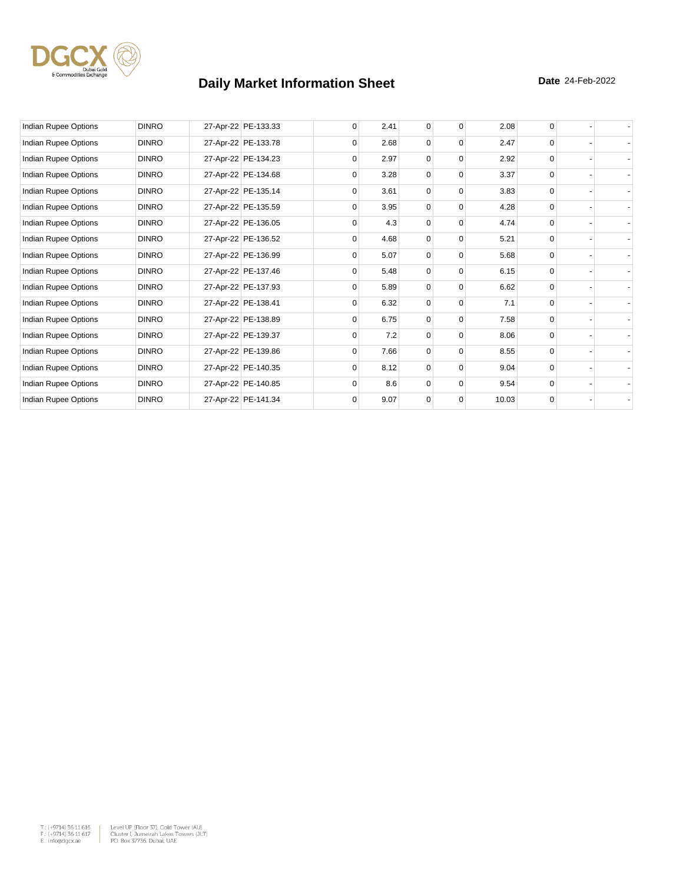# Daily Market Information Sheet

**Date** 24-Feb-2022

| | | | | | | | | | | | |
|---|---|---|---|---|---|---|---|---|---|---|---|
| Indian Rupee Options | DINRO | 27-Apr-22 | PE-133.33 | 0 | 2.41 | 0 | 0 | 2.08 | 0 | - | - |
| Indian Rupee Options | DINRO | 27-Apr-22 | PE-133.78 | 0 | 2.68 | 0 | 0 | 2.47 | 0 | - | - |
| Indian Rupee Options | DINRO | 27-Apr-22 | PE-134.23 | 0 | 2.97 | 0 | 0 | 2.92 | 0 | - | - |
| Indian Rupee Options | DINRO | 27-Apr-22 | PE-134.68 | 0 | 3.28 | 0 | 0 | 3.37 | 0 | - | - |
| Indian Rupee Options | DINRO | 27-Apr-22 | PE-135.14 | 0 | 3.61 | 0 | 0 | 3.83 | 0 | - | - |
| Indian Rupee Options | DINRO | 27-Apr-22 | PE-135.59 | 0 | 3.95 | 0 | 0 | 4.28 | 0 | - | - |
| Indian Rupee Options | DINRO | 27-Apr-22 | PE-136.05 | 0 | 4.3 | 0 | 0 | 4.74 | 0 | - | - |
| Indian Rupee Options | DINRO | 27-Apr-22 | PE-136.52 | 0 | 4.68 | 0 | 0 | 5.21 | 0 | - | - |
| Indian Rupee Options | DINRO | 27-Apr-22 | PE-136.99 | 0 | 5.07 | 0 | 0 | 5.68 | 0 | - | - |
| Indian Rupee Options | DINRO | 27-Apr-22 | PE-137.46 | 0 | 5.48 | 0 | 0 | 6.15 | 0 | - | - |
| Indian Rupee Options | DINRO | 27-Apr-22 | PE-137.93 | 0 | 5.89 | 0 | 0 | 6.62 | 0 | - | - |
| Indian Rupee Options | DINRO | 27-Apr-22 | PE-138.41 | 0 | 6.32 | 0 | 0 | 7.1 | 0 | - | - |
| Indian Rupee Options | DINRO | 27-Apr-22 | PE-138.89 | 0 | 6.75 | 0 | 0 | 7.58 | 0 | - | - |
| Indian Rupee Options | DINRO | 27-Apr-22 | PE-139.37 | 0 | 7.2 | 0 | 0 | 8.06 | 0 | - | - |
| Indian Rupee Options | DINRO | 27-Apr-22 | PE-139.86 | 0 | 7.66 | 0 | 0 | 8.55 | 0 | - | - |
| Indian Rupee Options | DINRO | 27-Apr-22 | PE-140.35 | 0 | 8.12 | 0 | 0 | 9.04 | 0 | - | - |
| Indian Rupee Options | DINRO | 27-Apr-22 | PE-140.85 | 0 | 8.6 | 0 | 0 | 9.54 | 0 | - | - |
| Indian Rupee Options | DINRO | 27-Apr-22 | PE-141.34 | 0 | 9.07 | 0 | 0 | 10.03 | 0 | - | - |

T.: (+9714) 36 11 616
F.: (+9714) 36 11 617
E.: info@dgcx.ae

Level UP (Floor 37), Gold Tower (AU)
Cluster I, Jumeirah Lakes Towers (JLT)
P.O. Box 37736, Dubai, UAE